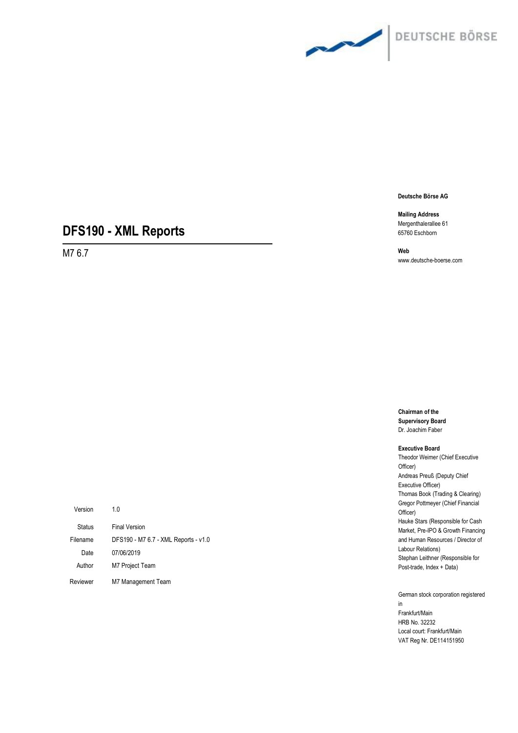DEUTSCHE BÖRSE

# DFS190 - XML Reports

M7 6.7

**Deutsche Börse AG**

**Mailing Address**
Mergenthalerallee 61
65760 Eschborn

**Web**
www.deutsche-boerse.com

**Chairman of the Supervisory Board**
Dr. Joachim Faber

**Executive Board**
Theodor Weimer (Chief Executive Officer)
Andreas Preuß (Deputy Chief Executive Officer)
Thomas Book (Trading & Clearing)
Gregor Pottmeyer (Chief Financial Officer)
Hauke Stars (Responsible for Cash Market, Pre-IPO & Growth Financing and Human Resources / Director of Labour Relations)
Stephan Leithner (Responsible for Post-trade, Index + Data)

German stock corporation registered in
Frankfurt/Main
HRB No. 32232
Local court: Frankfurt/Main
VAT Reg Nr. DE114151950

| | |
|---|---|
| Version | 1.0 |
| Status | Final Version |
| Filename | DFS190 - M7 6.7 - XML Reports - v1.0 |
| Date | 07/06/2019 |
| Author | M7 Project Team |
| Reviewer | M7 Management Team |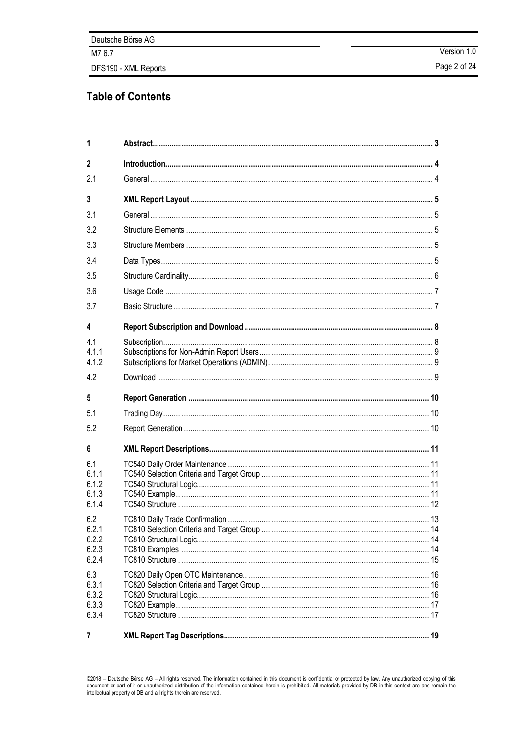# Table of Contents

| | | |
|---|---|---|
| **1** | **Abstract** | **3** |
| **2** | **Introduction** | **4** |
| 2.1 | General | 4 |
| **3** | **XML Report Layout** | **5** |
| 3.1 | General | 5 |
| 3.2 | Structure Elements | 5 |
| 3.3 | Structure Members | 5 |
| 3.4 | Data Types | 5 |
| 3.5 | Structure Cardinality | 6 |
| 3.6 | Usage Code | 7 |
| 3.7 | Basic Structure | 7 |
| **4** | **Report Subscription and Download** | **8** |
| 4.1 | Subscription | 8 |
| 4.1.1 | Subscriptions for Non-Admin Report Users | 9 |
| 4.1.2 | Subscriptions for Market Operations (ADMIN) | 9 |
| 4.2 | Download | 9 |
| **5** | **Report Generation** | **10** |
| 5.1 | Trading Day | 10 |
| 5.2 | Report Generation | 10 |
| **6** | **XML Report Descriptions** | **11** |
| 6.1 | TC540 Daily Order Maintenance | 11 |
| 6.1.1 | TC540 Selection Criteria and Target Group | 11 |
| 6.1.2 | TC540 Structural Logic | 11 |
| 6.1.3 | TC540 Example | 11 |
| 6.1.4 | TC540 Structure | 12 |
| 6.2 | TC810 Daily Trade Confirmation | 13 |
| 6.2.1 | TC810 Selection Criteria and Target Group | 14 |
| 6.2.2 | TC810 Structural Logic | 14 |
| 6.2.3 | TC810 Examples | 14 |
| 6.2.4 | TC810 Structure | 15 |
| 6.3 | TC820 Daily Open OTC Maintenance | 16 |
| 6.3.1 | TC820 Selection Criteria and Target Group | 16 |
| 6.3.2 | TC820 Structural Logic | 16 |
| 6.3.3 | TC820 Example | 17 |
| 6.3.4 | TC820 Structure | 17 |
| **7** | **XML Report Tag Descriptions** | **19** |

©2018 – Deutsche Börse AG – All rights reserved. The information contained in this document is confidential or protected by law. Any unauthorized copying of this document or part of it or unauthorized distribution of the information contained herein is prohibited. All materials provided by DB in this context are and remain the intellectual property of DB and all rights therein are reserved.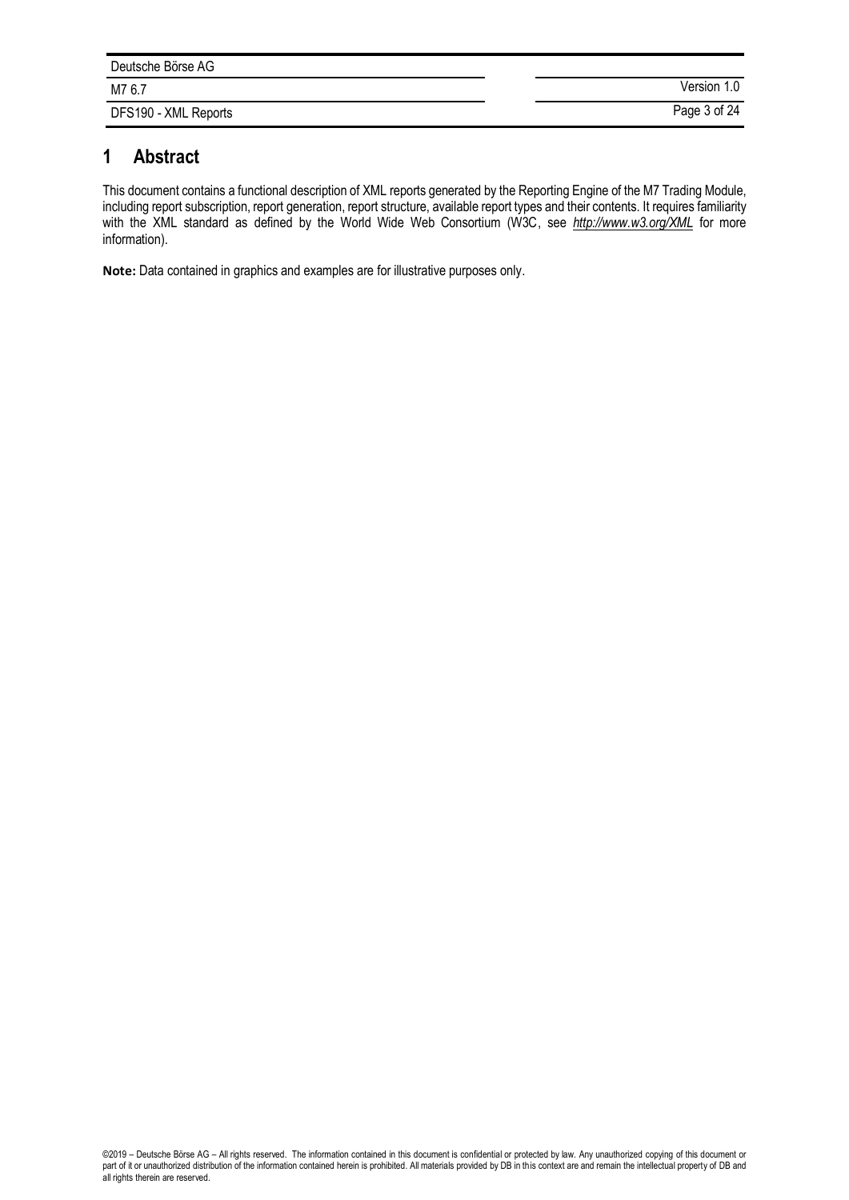# 1 Abstract

This document contains a functional description of XML reports generated by the Reporting Engine of the M7 Trading Module, including report subscription, report generation, report structure, available report types and their contents. It requires familiarity with the XML standard as defined by the World Wide Web Consortium (W3C, see *http://www.w3.org/XML* for more information).

**Note:** Data contained in graphics and examples are for illustrative purposes only.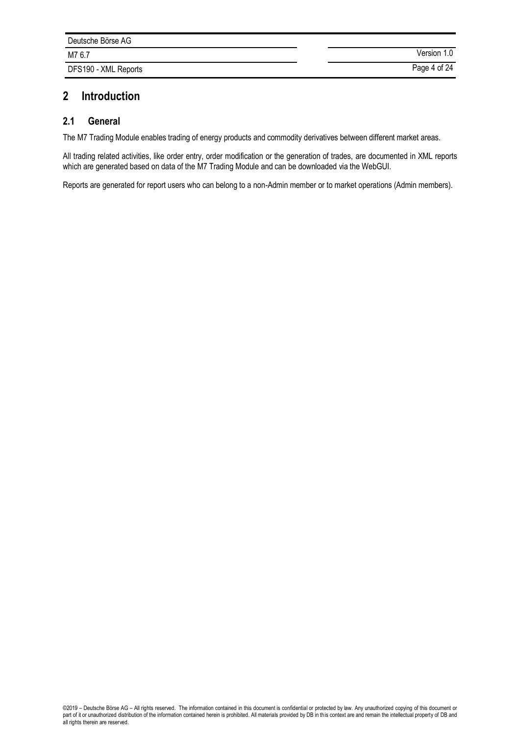# 2 Introduction

## 2.1 General

The M7 Trading Module enables trading of energy products and commodity derivatives between different market areas.

All trading related activities, like order entry, order modification or the generation of trades, are documented in XML reports which are generated based on data of the M7 Trading Module and can be downloaded via the WebGUI.

Reports are generated for report users who can belong to a non-Admin member or to market operations (Admin members).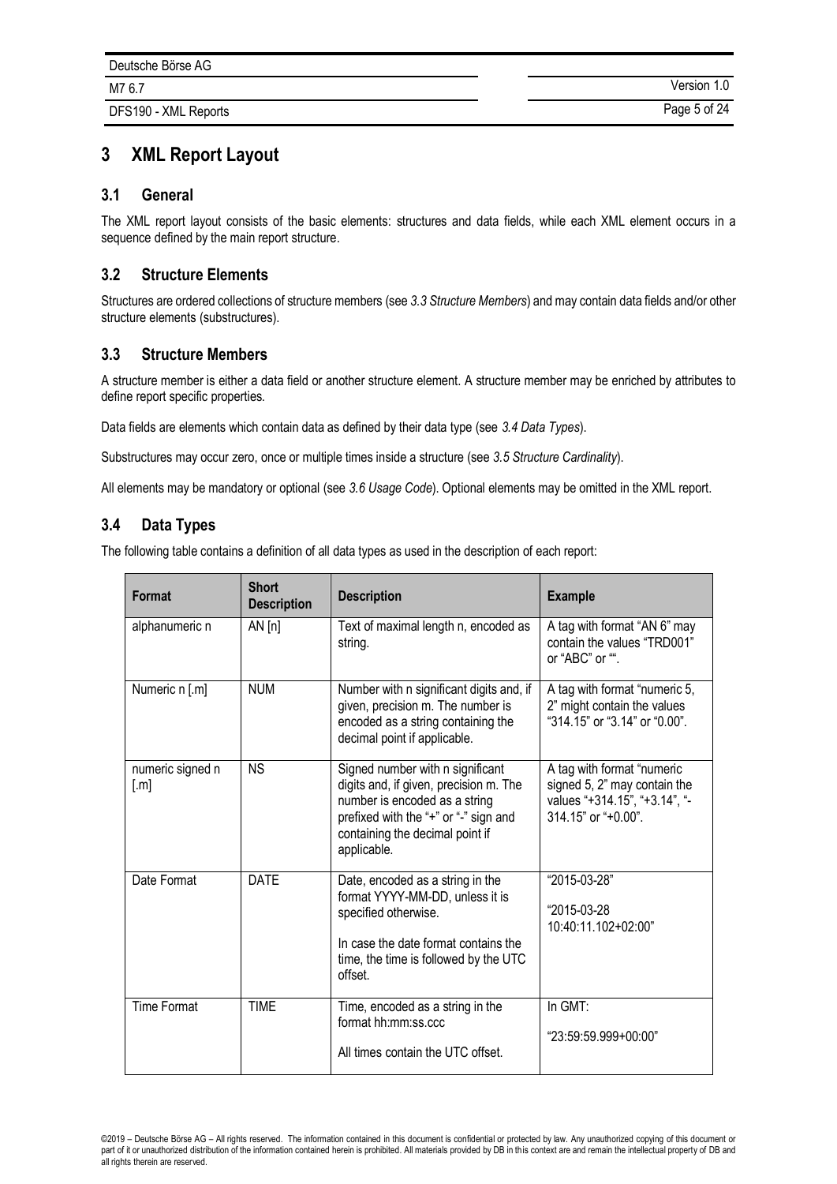# 3 XML Report Layout

## 3.1 General

The XML report layout consists of the basic elements: structures and data fields, while each XML element occurs in a sequence defined by the main report structure.

## 3.2 Structure Elements

Structures are ordered collections of structure members (see *3.3 Structure Members*) and may contain data fields and/or other structure elements (substructures).

## 3.3 Structure Members

A structure member is either a data field or another structure element. A structure member may be enriched by attributes to define report specific properties.

Data fields are elements which contain data as defined by their data type (see *3.4 Data Types*).

Substructures may occur zero, once or multiple times inside a structure (see *3.5 Structure Cardinality*).

All elements may be mandatory or optional (see *3.6 Usage Code*). Optional elements may be omitted in the XML report.

## 3.4 Data Types

The following table contains a definition of all data types as used in the description of each report:

| Format | Short Description | Description | Example |
|---|---|---|---|
| alphanumeric n | AN [n] | Text of maximal length n, encoded as string. | A tag with format "AN 6" may contain the values "TRD001" or "ABC" or "". |
| Numeric n [.m] | NUM | Number with n significant digits and, if given, precision m. The number is encoded as a string containing the decimal point if applicable. | A tag with format "numeric 5, 2" might contain the values "314.15" or "3.14" or "0.00". |
| numeric signed n [.m] | NS | Signed number with n significant digits and, if given, precision m. The number is encoded as a string prefixed with the "+" or "-" sign and containing the decimal point if applicable. | A tag with format "numeric signed 5, 2" may contain the values "+314.15", "+3.14", "-314.15" or "+0.00". |
| Date Format | DATE | Date, encoded as a string in the format YYYY-MM-DD, unless it is specified otherwise.<br><br>In case the date format contains the time, the time is followed by the UTC offset. | "2015-03-28"<br><br>"2015-03-28 10:40:11.102+02:00" |
| Time Format | TIME | Time, encoded as a string in the format hh:mm:ss.ccc<br><br>All times contain the UTC offset. | In GMT:<br><br>"23:59:59.999+00:00" |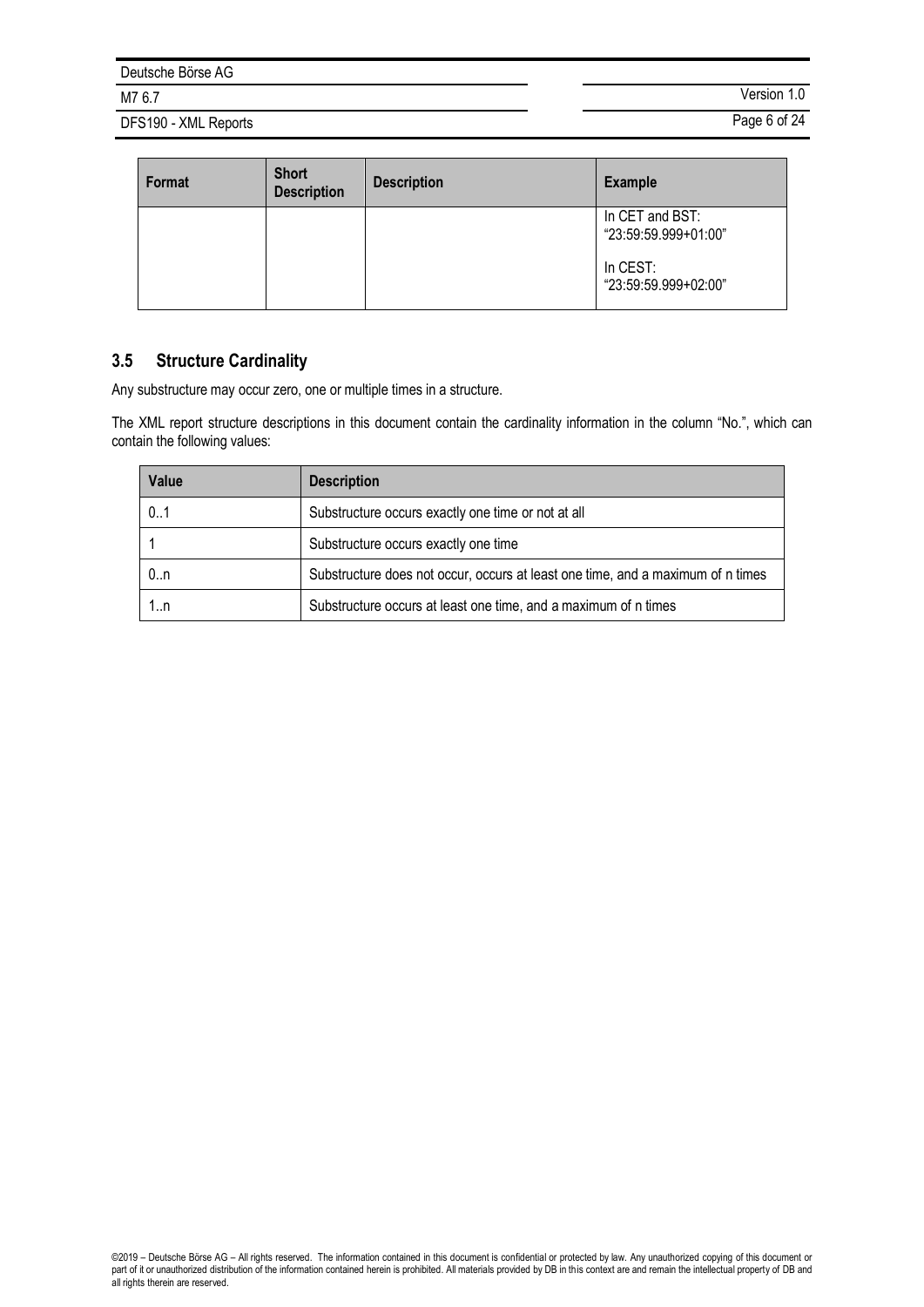| Format | Short Description | Description | Example |
| --- | --- | --- | --- |
| | | | In CET and BST: "23:59:59.999+01:00"<br><br>In CEST: "23:59:59.999+02:00" |

### 3.5 Structure Cardinality

Any substructure may occur zero, one or multiple times in a structure.

The XML report structure descriptions in this document contain the cardinality information in the column "No.", which can contain the following values:

| Value | Description |
| --- | --- |
| 0..1 | Substructure occurs exactly one time or not at all |
| 1 | Substructure occurs exactly one time |
| 0..n | Substructure does not occur, occurs at least one time, and a maximum of n times |
| 1..n | Substructure occurs at least one time, and a maximum of n times |

©2019 – Deutsche Börse AG – All rights reserved. The information contained in this document is confidential or protected by law. Any unauthorized copying of this document or part of it or unauthorized distribution of the information contained herein is prohibited. All materials provided by DB in this context are and remain the intellectual property of DB and all rights therein are reserved.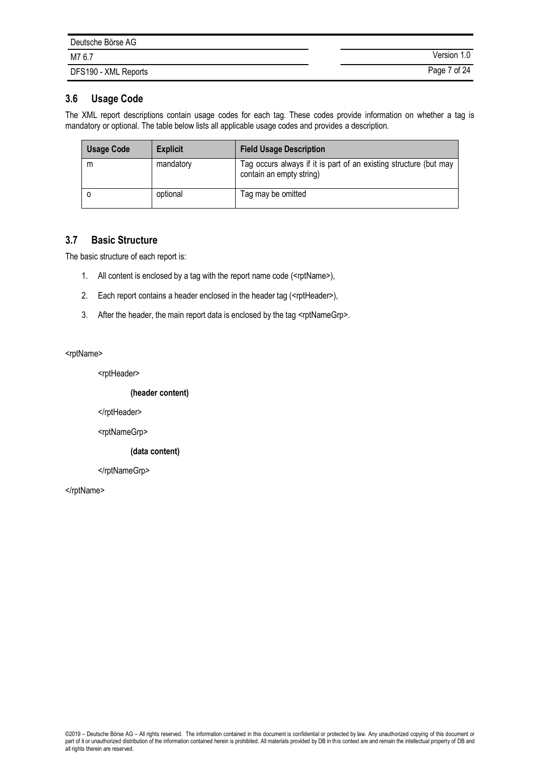## 3.6 Usage Code

The XML report descriptions contain usage codes for each tag. These codes provide information on whether a tag is mandatory or optional. The table below lists all applicable usage codes and provides a description.

| Usage Code | Explicit | Field Usage Description |
|---|---|---|
| m | mandatory | Tag occurs always if it is part of an existing structure (but may contain an empty string) |
| o | optional | Tag may be omitted |

## 3.7 Basic Structure

The basic structure of each report is:

1. All content is enclosed by a tag with the report name code (<rptName>),
2. Each report contains a header enclosed in the header tag (<rptHeader>),
3. After the header, the main report data is enclosed by the tag <rptNameGrp>.

```
<rptName>
    <rptHeader>
        (header content)
    </rptHeader>
    <rptNameGrp>
        (data content)
    </rptNameGrp>
</rptName>
```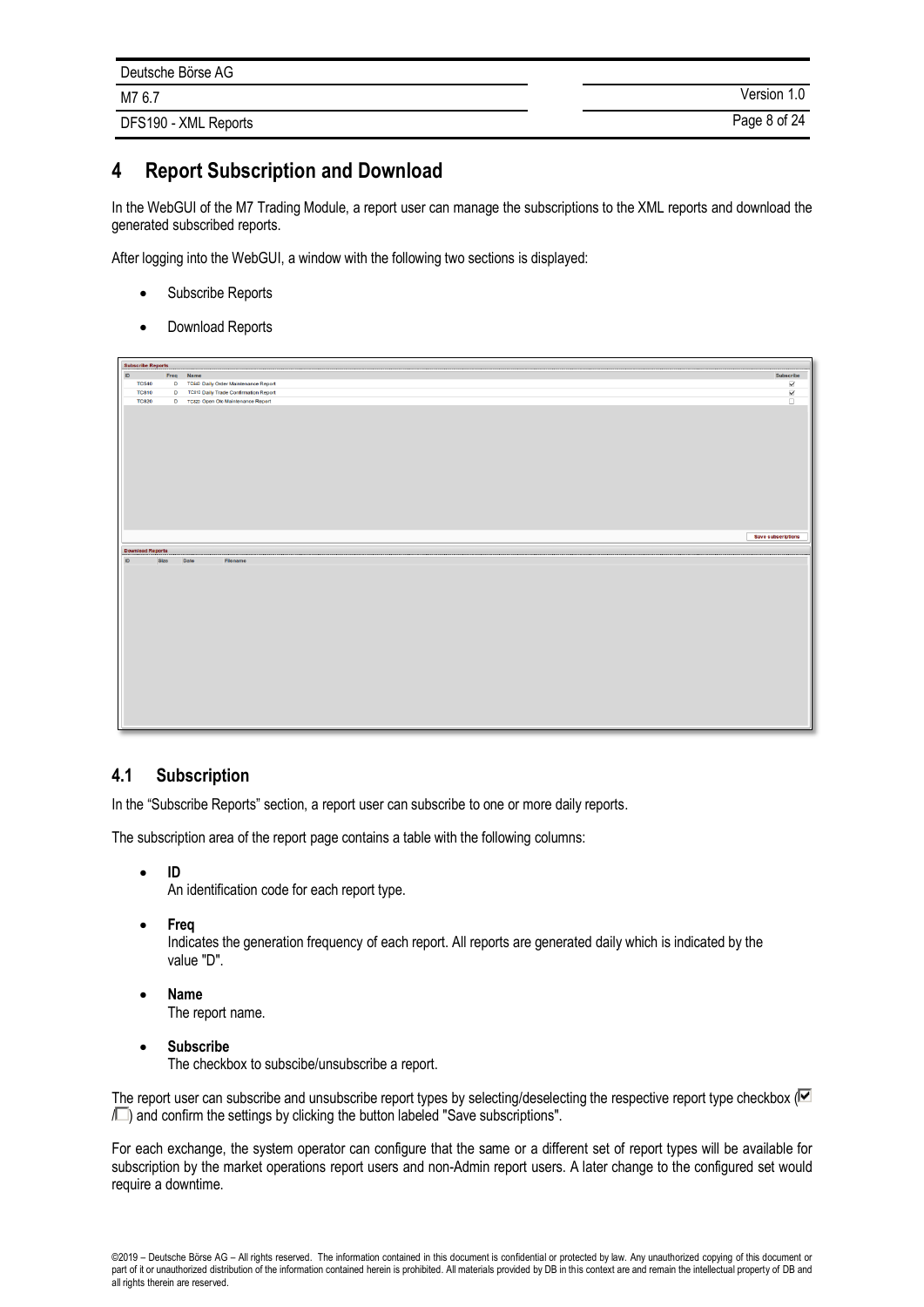# 4 Report Subscription and Download

In the WebGUI of the M7 Trading Module, a report user can manage the subscriptions to the XML reports and download the generated subscribed reports.

After logging into the WebGUI, a window with the following two sections is displayed:

- Subscribe Reports
- Download Reports

## 4.1 Subscription

In the "Subscribe Reports" section, a report user can subscribe to one or more daily reports.

The subscription area of the report page contains a table with the following columns:

- **ID**
  An identification code for each report type.
- **Freq**
  Indicates the generation frequency of each report. All reports are generated daily which is indicated by the value "D".
- **Name**
  The report name.
- **Subscribe**
  The checkbox to subscibe/unsubscribe a report.

The report user can subscribe and unsubscribe report types by selecting/deselecting the respective report type checkbox (☑/☐) and confirm the settings by clicking the button labeled "Save subscriptions".

For each exchange, the system operator can configure that the same or a different set of report types will be available for subscription by the market operations report users and non-Admin report users. A later change to the configured set would require a downtime.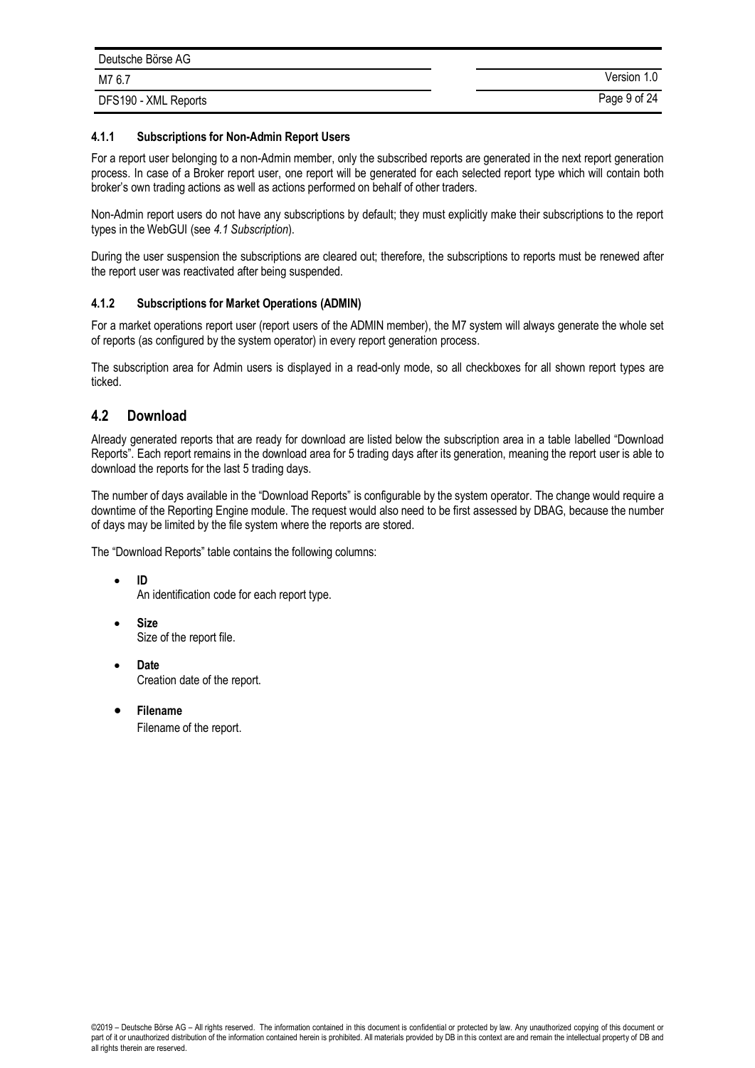#### 4.1.1 Subscriptions for Non-Admin Report Users

For a report user belonging to a non-Admin member, only the subscribed reports are generated in the next report generation process. In case of a Broker report user, one report will be generated for each selected report type which will contain both broker's own trading actions as well as actions performed on behalf of other traders.

Non-Admin report users do not have any subscriptions by default; they must explicitly make their subscriptions to the report types in the WebGUI (see *4.1 Subscription*).

During the user suspension the subscriptions are cleared out; therefore, the subscriptions to reports must be renewed after the report user was reactivated after being suspended.

#### 4.1.2 Subscriptions for Market Operations (ADMIN)

For a market operations report user (report users of the ADMIN member), the M7 system will always generate the whole set of reports (as configured by the system operator) in every report generation process.

The subscription area for Admin users is displayed in a read-only mode, so all checkboxes for all shown report types are ticked.

## 4.2 Download

Already generated reports that are ready for download are listed below the subscription area in a table labelled "Download Reports". Each report remains in the download area for 5 trading days after its generation, meaning the report user is able to download the reports for the last 5 trading days.

The number of days available in the "Download Reports" is configurable by the system operator. The change would require a downtime of the Reporting Engine module. The request would also need to be first assessed by DBAG, because the number of days may be limited by the file system where the reports are stored.

The "Download Reports" table contains the following columns:

- **ID**
  An identification code for each report type.
- **Size**
  Size of the report file.
- **Date**
  Creation date of the report.
- **Filename**
  Filename of the report.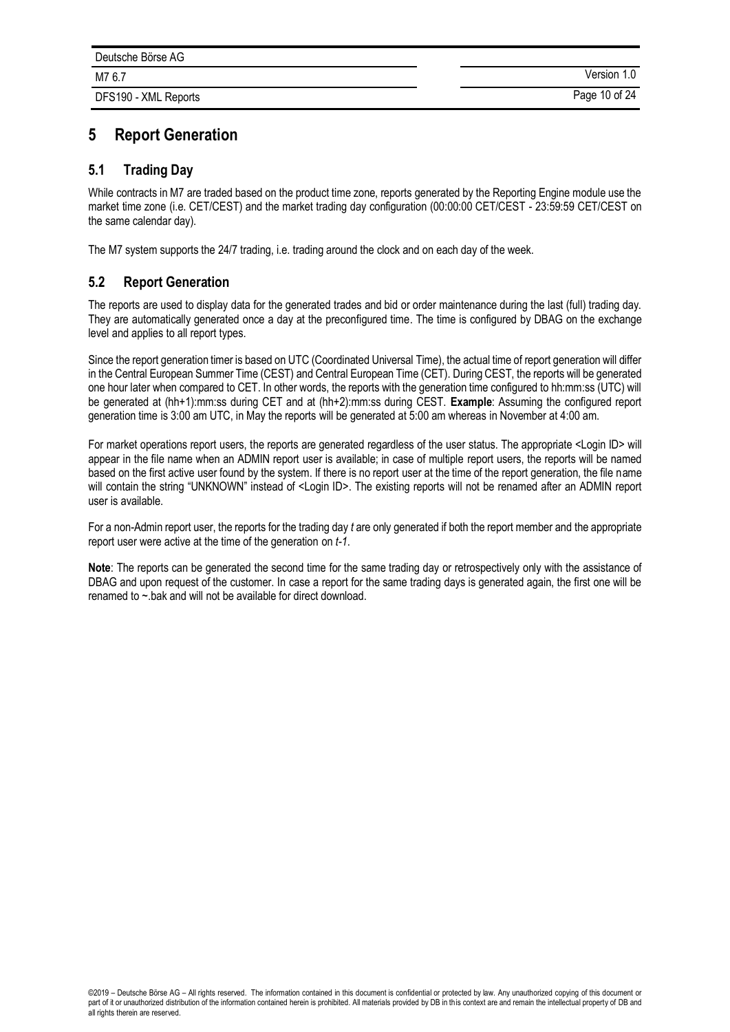# 5 Report Generation

## 5.1 Trading Day

While contracts in M7 are traded based on the product time zone, reports generated by the Reporting Engine module use the market time zone (i.e. CET/CEST) and the market trading day configuration (00:00:00 CET/CEST - 23:59:59 CET/CEST on the same calendar day).

The M7 system supports the 24/7 trading, i.e. trading around the clock and on each day of the week.

## 5.2 Report Generation

The reports are used to display data for the generated trades and bid or order maintenance during the last (full) trading day. They are automatically generated once a day at the preconfigured time. The time is configured by DBAG on the exchange level and applies to all report types.

Since the report generation timer is based on UTC (Coordinated Universal Time), the actual time of report generation will differ in the Central European Summer Time (CEST) and Central European Time (CET). During CEST, the reports will be generated one hour later when compared to CET. In other words, the reports with the generation time configured to hh:mm:ss (UTC) will be generated at (hh+1):mm:ss during CET and at (hh+2):mm:ss during CEST. **Example**: Assuming the configured report generation time is 3:00 am UTC, in May the reports will be generated at 5:00 am whereas in November at 4:00 am.

For market operations report users, the reports are generated regardless of the user status. The appropriate <Login ID> will appear in the file name when an ADMIN report user is available; in case of multiple report users, the reports will be named based on the first active user found by the system. If there is no report user at the time of the report generation, the file name will contain the string "UNKNOWN" instead of <Login ID>. The existing reports will not be renamed after an ADMIN report user is available.

For a non-Admin report user, the reports for the trading day *t* are only generated if both the report member and the appropriate report user were active at the time of the generation on *t-1*.

**Note**: The reports can be generated the second time for the same trading day or retrospectively only with the assistance of DBAG and upon request of the customer. In case a report for the same trading days is generated again, the first one will be renamed to ~.bak and will not be available for direct download.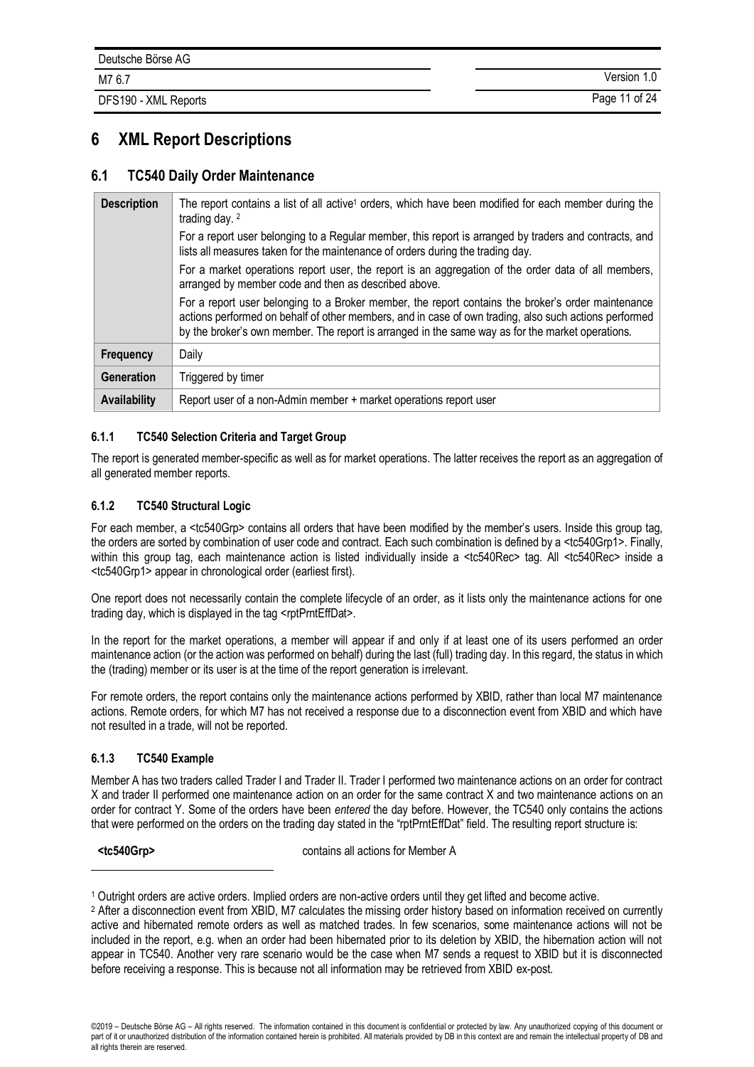# 6 XML Report Descriptions

## 6.1 TC540 Daily Order Maintenance

| | |
|---|---|
| **Description** | The report contains a list of all active[1] orders, which have been modified for each member during the trading day. [2]<br><br>For a report user belonging to a Regular member, this report is arranged by traders and contracts, and lists all measures taken for the maintenance of orders during the trading day.<br><br>For a market operations report user, the report is an aggregation of the order data of all members, arranged by member code and then as described above.<br><br>For a report user belonging to a Broker member, the report contains the broker's order maintenance actions performed on behalf of other members, and in case of own trading, also such actions performed by the broker's own member. The report is arranged in the same way as for the market operations. |
| **Frequency** | Daily |
| **Generation** | Triggered by timer |
| **Availability** | Report user of a non-Admin member + market operations report user |

### 6.1.1 TC540 Selection Criteria and Target Group

The report is generated member-specific as well as for market operations. The latter receives the report as an aggregation of all generated member reports.

### 6.1.2 TC540 Structural Logic

For each member, a <tc540Grp> contains all orders that have been modified by the member's users. Inside this group tag, the orders are sorted by combination of user code and contract. Each such combination is defined by a <tc540Grp1>. Finally, within this group tag, each maintenance action is listed individually inside a <tc540Rec> tag. All <tc540Rec> inside a <tc540Grp1> appear in chronological order (earliest first).

One report does not necessarily contain the complete lifecycle of an order, as it lists only the maintenance actions for one trading day, which is displayed in the tag <rptPrntEffDat>.

In the report for the market operations, a member will appear if and only if at least one of its users performed an order maintenance action (or the action was performed on behalf) during the last (full) trading day. In this regard, the status in which the (trading) member or its user is at the time of the report generation is irrelevant.

For remote orders, the report contains only the maintenance actions performed by XBID, rather than local M7 maintenance actions. Remote orders, for which M7 has not received a response due to a disconnection event from XBID and which have not resulted in a trade, will not be reported.

### 6.1.3 TC540 Example

Member A has two traders called Trader I and Trader II. Trader I performed two maintenance actions on an order for contract X and trader II performed one maintenance action on an order for the same contract X and two maintenance actions on an order for contract Y. Some of the orders have been *entered* the day before. However, the TC540 only contains the actions that were performed on the orders on the trading day stated in the "rptPrntEffDat" field. The resulting report structure is:

**<tc540Grp>** contains all actions for Member A

---

[1] Outright orders are active orders. Implied orders are non-active orders until they get lifted and become active.

[2] After a disconnection event from XBID, M7 calculates the missing order history based on information received on currently active and hibernated remote orders as well as matched trades. In few scenarios, some maintenance actions will not be included in the report, e.g. when an order had been hibernated prior to its deletion by XBID, the hibernation action will not appear in TC540. Another very rare scenario would be the case when M7 sends a request to XBID but it is disconnected before receiving a response. This is because not all information may be retrieved from XBID ex-post.

©2019 – Deutsche Börse AG – All rights reserved. The information contained in this document is confidential or protected by law. Any unauthorized copying of this document or part of it or unauthorized distribution of the information contained herein is prohibited. All materials provided by DB in this context are and remain the intellectual property of DB and all rights therein are reserved.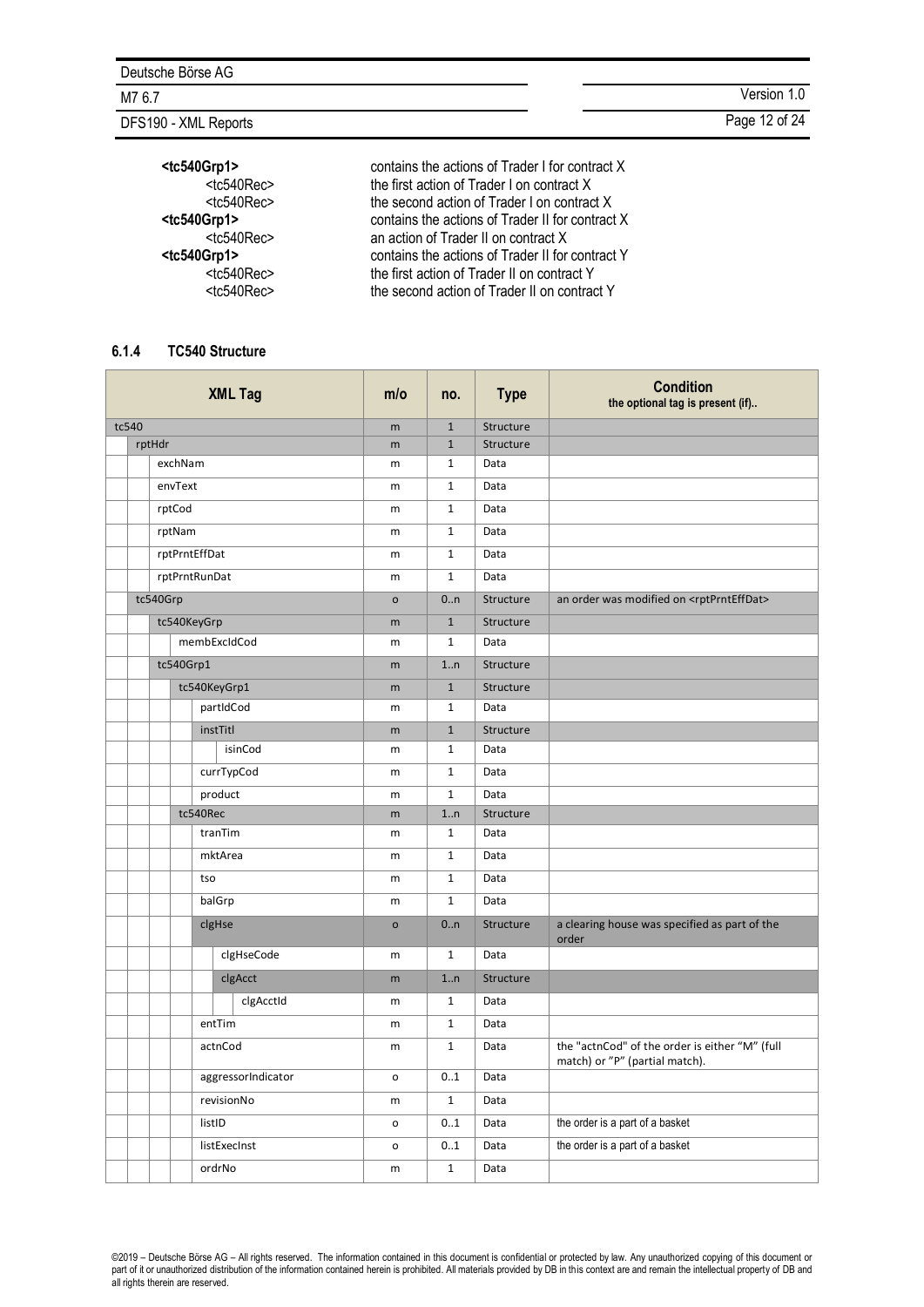**<tc540Grp1>** contains the actions of Trader I for contract X
  <tc540Rec> the first action of Trader I on contract X
  <tc540Rec> the second action of Trader I on contract X
**<tc540Grp1>** contains the actions of Trader II for contract X
  <tc540Rec> an action of Trader II on contract X
**<tc540Grp1>** contains the actions of Trader II for contract Y
  <tc540Rec> the first action of Trader II on contract Y
  <tc540Rec> the second action of Trader II on contract Y

### 6.1.4 TC540 Structure

| XML Tag | m/o | no. | Type | Condition<br>the optional tag is present (if).. |
|---|---|---|---|---|
| tc540 | m | 1 | Structure | |
| rptHdr | m | 1 | Structure | |
| exchNam | m | 1 | Data | |
| envText | m | 1 | Data | |
| rptCod | m | 1 | Data | |
| rptNam | m | 1 | Data | |
| rptPrntEffDat | m | 1 | Data | |
| rptPrntRunDat | m | 1 | Data | |
| tc540Grp | o | 0..n | Structure | an order was modified on <rptPrntEffDat> |
| tc540KeyGrp | m | 1 | Structure | |
| membExcIdCod | m | 1 | Data | |
| tc540Grp1 | m | 1..n | Structure | |
| tc540KeyGrp1 | m | 1 | Structure | |
| partIdCod | m | 1 | Data | |
| instTitl | m | 1 | Structure | |
| isinCod | m | 1 | Data | |
| currTypCod | m | 1 | Data | |
| product | m | 1 | Data | |
| tc540Rec | m | 1..n | Structure | |
| tranTim | m | 1 | Data | |
| mktArea | m | 1 | Data | |
| tso | m | 1 | Data | |
| balGrp | m | 1 | Data | |
| clgHse | o | 0..n | Structure | a clearing house was specified as part of the order |
| clgHseCode | m | 1 | Data | |
| clgAcct | m | 1..n | Structure | |
| clgAcctId | m | 1 | Data | |
| entTim | m | 1 | Data | |
| actnCod | m | 1 | Data | the "actnCod" of the order is either "M" (full match) or "P" (partial match). |
| aggressorIndicator | o | 0..1 | Data | |
| revisionNo | m | 1 | Data | |
| listID | o | 0..1 | Data | the order is a part of a basket |
| listExecInst | o | 0..1 | Data | the order is a part of a basket |
| ordrNo | m | 1 | Data | |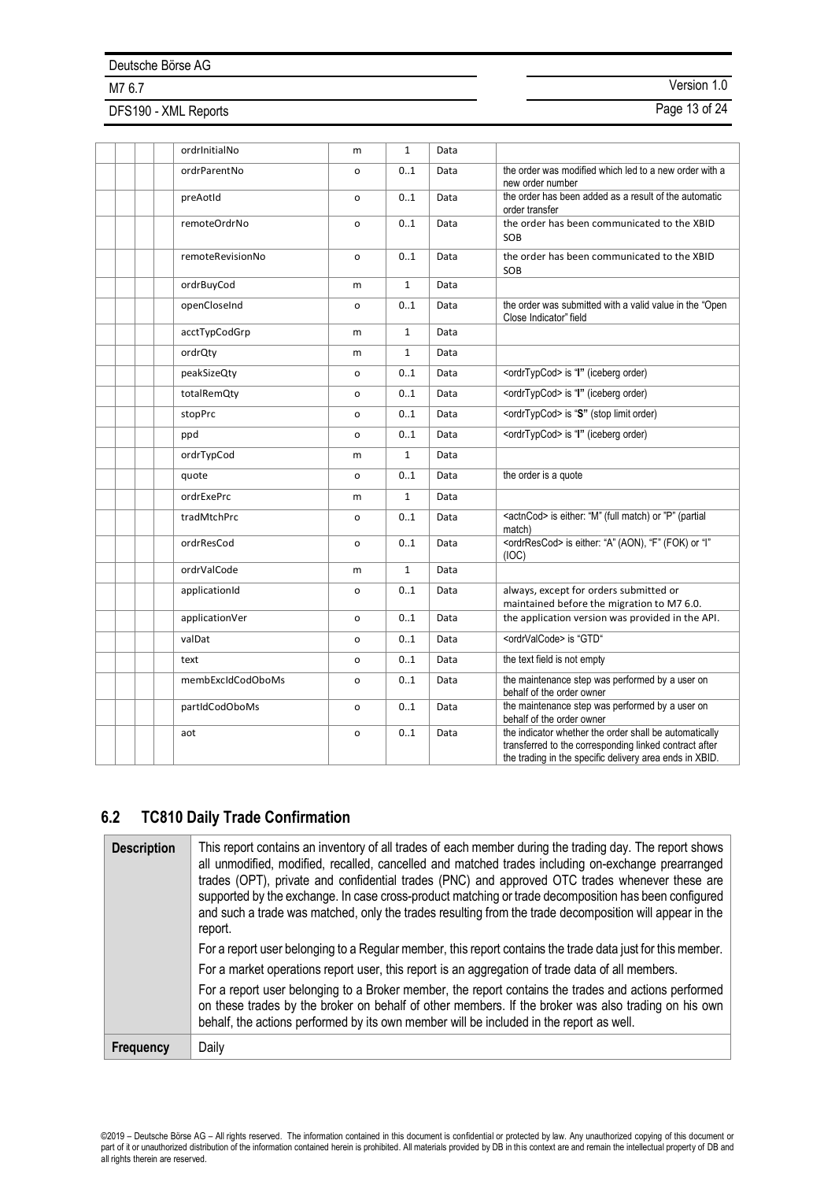| | | | | | | | |
|---|---|---|---|---|---|---|---|
| | | | ordrInitialNo | m | 1 | Data | |
| | | | ordrParentNo | o | 0..1 | Data | the order was modified which led to a new order with a new order number |
| | | | preAotId | o | 0..1 | Data | the order has been added as a result of the automatic order transfer |
| | | | remoteOrdrNo | o | 0..1 | Data | the order has been communicated to the XBID SOB |
| | | | remoteRevisionNo | o | 0..1 | Data | the order has been communicated to the XBID SOB |
| | | | ordrBuyCod | m | 1 | Data | |
| | | | openCloseInd | o | 0..1 | Data | the order was submitted with a valid value in the "Open Close Indicator" field |
| | | | acctTypCodGrp | m | 1 | Data | |
| | | | ordrQty | m | 1 | Data | |
| | | | peakSizeQty | o | 0..1 | Data | <ordrTypCod> is "**I**" (iceberg order) |
| | | | totalRemQty | o | 0..1 | Data | <ordrTypCod> is "**I**" (iceberg order) |
| | | | stopPrc | o | 0..1 | Data | <ordrTypCod> is "**S**" (stop limit order) |
| | | | ppd | o | 0..1 | Data | <ordrTypCod> is "**I**" (iceberg order) |
| | | | ordrTypCod | m | 1 | Data | |
| | | | quote | o | 0..1 | Data | the order is a quote |
| | | | ordrExePrc | m | 1 | Data | |
| | | | tradMtchPrc | o | 0..1 | Data | <actnCod> is either: "M" (full match) or "P" (partial match) |
| | | | ordrResCod | o | 0..1 | Data | <ordrResCod> is either: "A" (AON), "F" (FOK) or "I" (IOC) |
| | | | ordrValCode | m | 1 | Data | |
| | | | applicationId | o | 0..1 | Data | always, except for orders submitted or maintained before the migration to M7 6.0. |
| | | | applicationVer | o | 0..1 | Data | the application version was provided in the API. |
| | | | valDat | o | 0..1 | Data | <ordrValCode> is "GTD" |
| | | | text | o | 0..1 | Data | the text field is not empty |
| | | | membExcIdCodOboMs | o | 0..1 | Data | the maintenance step was performed by a user on behalf of the order owner |
| | | | partIdCodOboMs | o | 0..1 | Data | the maintenance step was performed by a user on behalf of the order owner |
| | | | aot | o | 0..1 | Data | the indicator whether the order shall be automatically transferred to the corresponding linked contract after the trading in the specific delivery area ends in XBID. |

## 6.2 TC810 Daily Trade Confirmation

| | |
|---|---|
| **Description** | This report contains an inventory of all trades of each member during the trading day. The report shows all unmodified, modified, recalled, cancelled and matched trades including on-exchange prearranged trades (OPT), private and confidential trades (PNC) and approved OTC trades whenever these are supported by the exchange. In case cross-product matching or trade decomposition has been configured and such a trade was matched, only the trades resulting from the trade decomposition will appear in the report.<br><br>For a report user belonging to a Regular member, this report contains the trade data just for this member.<br><br>For a market operations report user, this report is an aggregation of trade data of all members.<br><br>For a report user belonging to a Broker member, the report contains the trades and actions performed on these trades by the broker on behalf of other members. If the broker was also trading on his own behalf, the actions performed by its own member will be included in the report as well. |
| **Frequency** | Daily |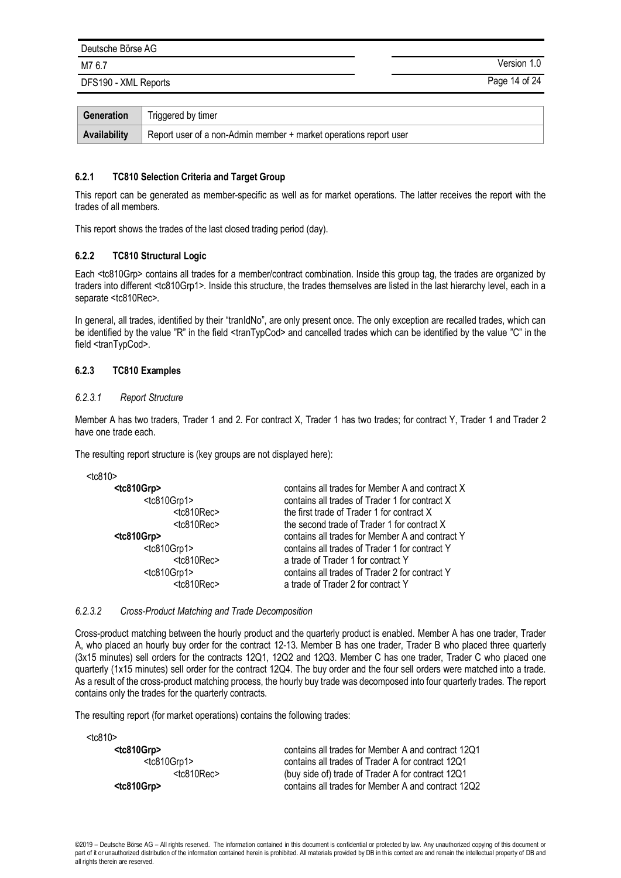| Generation | Triggered by timer |
| --- | --- |
| Availability | Report user of a non-Admin member + market operations report user |

### 6.2.1 TC810 Selection Criteria and Target Group

This report can be generated as member-specific as well as for market operations. The latter receives the report with the trades of all members.

This report shows the trades of the last closed trading period (day).

### 6.2.2 TC810 Structural Logic

Each <tc810Grp> contains all trades for a member/contract combination. Inside this group tag, the trades are organized by traders into different <tc810Grp1>. Inside this structure, the trades themselves are listed in the last hierarchy level, each in a separate <tc810Rec>.

In general, all trades, identified by their "tranIdNo", are only present once. The only exception are recalled trades, which can be identified by the value "R" in the field <tranTypCod> and cancelled trades which can be identified by the value "C" in the field <tranTypCod>.

### 6.2.3 TC810 Examples

#### *6.2.3.1 Report Structure*

Member A has two traders, Trader 1 and 2. For contract X, Trader 1 has two trades; for contract Y, Trader 1 and Trader 2 have one trade each.

The resulting report structure is (key groups are not displayed here):

```
<tc810>
    <tc810Grp>                contains all trades for Member A and contract X
        <tc810Grp1>           contains all trades of Trader 1 for contract X
            <tc810Rec>        the first trade of Trader 1 for contract X
            <tc810Rec>        the second trade of Trader 1 for contract X
    <tc810Grp>                contains all trades for Member A and contract Y
        <tc810Grp1>           contains all trades of Trader 1 for contract Y
            <tc810Rec>        a trade of Trader 1 for contract Y
        <tc810Grp1>           contains all trades of Trader 2 for contract Y
            <tc810Rec>        a trade of Trader 2 for contract Y
```

#### *6.2.3.2 Cross-Product Matching and Trade Decomposition*

Cross-product matching between the hourly product and the quarterly product is enabled. Member A has one trader, Trader A, who placed an hourly buy order for the contract 12-13. Member B has one trader, Trader B who placed three quarterly (3x15 minutes) sell orders for the contracts 12Q1, 12Q2 and 12Q3. Member C has one trader, Trader C who placed one quarterly (1x15 minutes) sell order for the contract 12Q4. The buy order and the four sell orders were matched into a trade. As a result of the cross-product matching process, the hourly buy trade was decomposed into four quarterly trades. The report contains only the trades for the quarterly contracts.

The resulting report (for market operations) contains the following trades:

```
<tc810>
    <tc810Grp>                contains all trades for Member A and contract 12Q1
        <tc810Grp1>           contains all trades of Trader A for contract 12Q1
            <tc810Rec>        (buy side of) trade of Trader A for contract 12Q1
    <tc810Grp>                contains all trades for Member A and contract 12Q2
```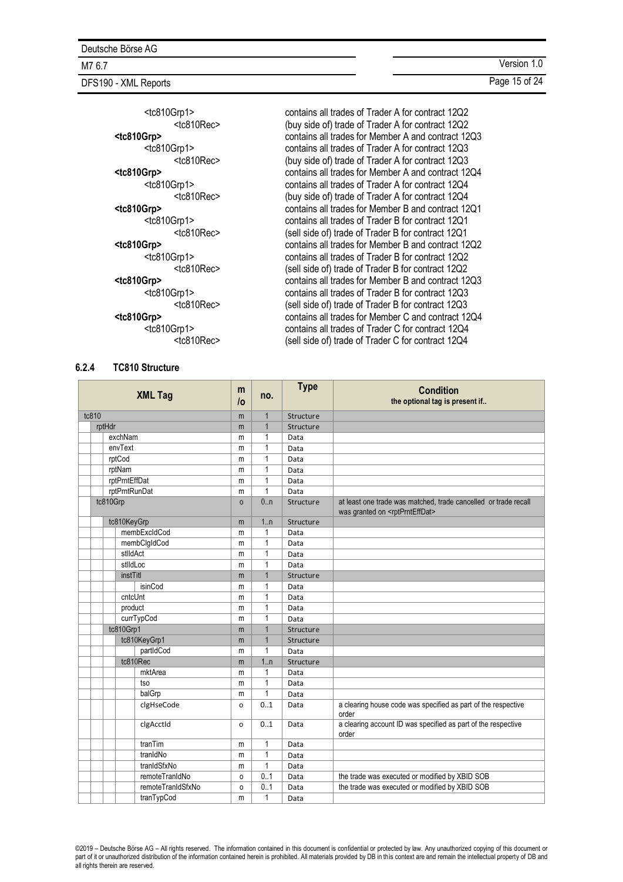| | |
|---|---|
| &lt;tc810Grp1&gt; | contains all trades of Trader A for contract 12Q2 |
| &lt;tc810Rec&gt; | (buy side of) trade of Trader A for contract 12Q2 |
| **&lt;tc810Grp&gt;** | contains all trades for Member A and contract 12Q3 |
| &lt;tc810Grp1&gt; | contains all trades of Trader A for contract 12Q3 |
| &lt;tc810Rec&gt; | (buy side of) trade of Trader A for contract 12Q3 |
| **&lt;tc810Grp&gt;** | contains all trades for Member A and contract 12Q4 |
| &lt;tc810Grp1&gt; | contains all trades of Trader A for contract 12Q4 |
| &lt;tc810Rec&gt; | (buy side of) trade of Trader A for contract 12Q4 |
| **&lt;tc810Grp&gt;** | contains all trades for Member B and contract 12Q1 |
| &lt;tc810Grp1&gt; | contains all trades of Trader B for contract 12Q1 |
| &lt;tc810Rec&gt; | (sell side of) trade of Trader B for contract 12Q1 |
| **&lt;tc810Grp&gt;** | contains all trades for Member B and contract 12Q2 |
| &lt;tc810Grp1&gt; | contains all trades of Trader B for contract 12Q2 |
| &lt;tc810Rec&gt; | (sell side of) trade of Trader B for contract 12Q2 |
| **&lt;tc810Grp&gt;** | contains all trades for Member B and contract 12Q3 |
| &lt;tc810Grp1&gt; | contains all trades of Trader B for contract 12Q3 |
| &lt;tc810Rec&gt; | (sell side of) trade of Trader B for contract 12Q3 |
| **&lt;tc810Grp&gt;** | contains all trades for Member C and contract 12Q4 |
| &lt;tc810Grp1&gt; | contains all trades of Trader C for contract 12Q4 |
| &lt;tc810Rec&gt; | (sell side of) trade of Trader C for contract 12Q4 |

### 6.2.4 TC810 Structure

| XML Tag | m /o | no. | Type | Condition<br>the optional tag is present if.. |
|---|---|---|---|---|
| tc810 | m | 1 | Structure | |
| rptHdr | m | 1 | Structure | |
| exchNam | m | 1 | Data | |
| envText | m | 1 | Data | |
| rptCod | m | 1 | Data | |
| rptNam | m | 1 | Data | |
| rptPrntEffDat | m | 1 | Data | |
| rptPrntRunDat | m | 1 | Data | |
| tc810Grp | o | 0..n | Structure | at least one trade was matched, trade cancelled or trade recall was granted on &lt;rptPrntEffDat&gt; |
| tc810KeyGrp | m | 1..n | Structure | |
| membExcIdCod | m | 1 | Data | |
| membClgIdCod | m | 1 | Data | |
| stlIdAct | m | 1 | Data | |
| stlIdLoc | m | 1 | Data | |
| instTitl | m | 1 | Structure | |
| isinCod | m | 1 | Data | |
| cntcUnt | m | 1 | Data | |
| product | m | 1 | Data | |
| currTypCod | m | 1 | Data | |
| tc810Grp1 | m | 1 | Structure | |
| tc810KeyGrp1 | m | 1 | Structure | |
| partIdCod | m | 1 | Data | |
| tc810Rec | m | 1..n | Structure | |
| mktArea | m | 1 | Data | |
| tso | m | 1 | Data | |
| balGrp | m | 1 | Data | |
| clgHseCode | o | 0..1 | Data | a clearing house code was specified as part of the respective order |
| clgAcctId | o | 0..1 | Data | a clearing account ID was specified as part of the respective order |
| tranTim | m | 1 | Data | |
| tranIdNo | m | 1 | Data | |
| tranIdSfxNo | m | 1 | Data | |
| remoteTranIdNo | o | 0..1 | Data | the trade was executed or modified by XBID SOB |
| remoteTranIdSfxNo | o | 0..1 | Data | the trade was executed or modified by XBID SOB |
| tranTypCod | m | 1 | Data | |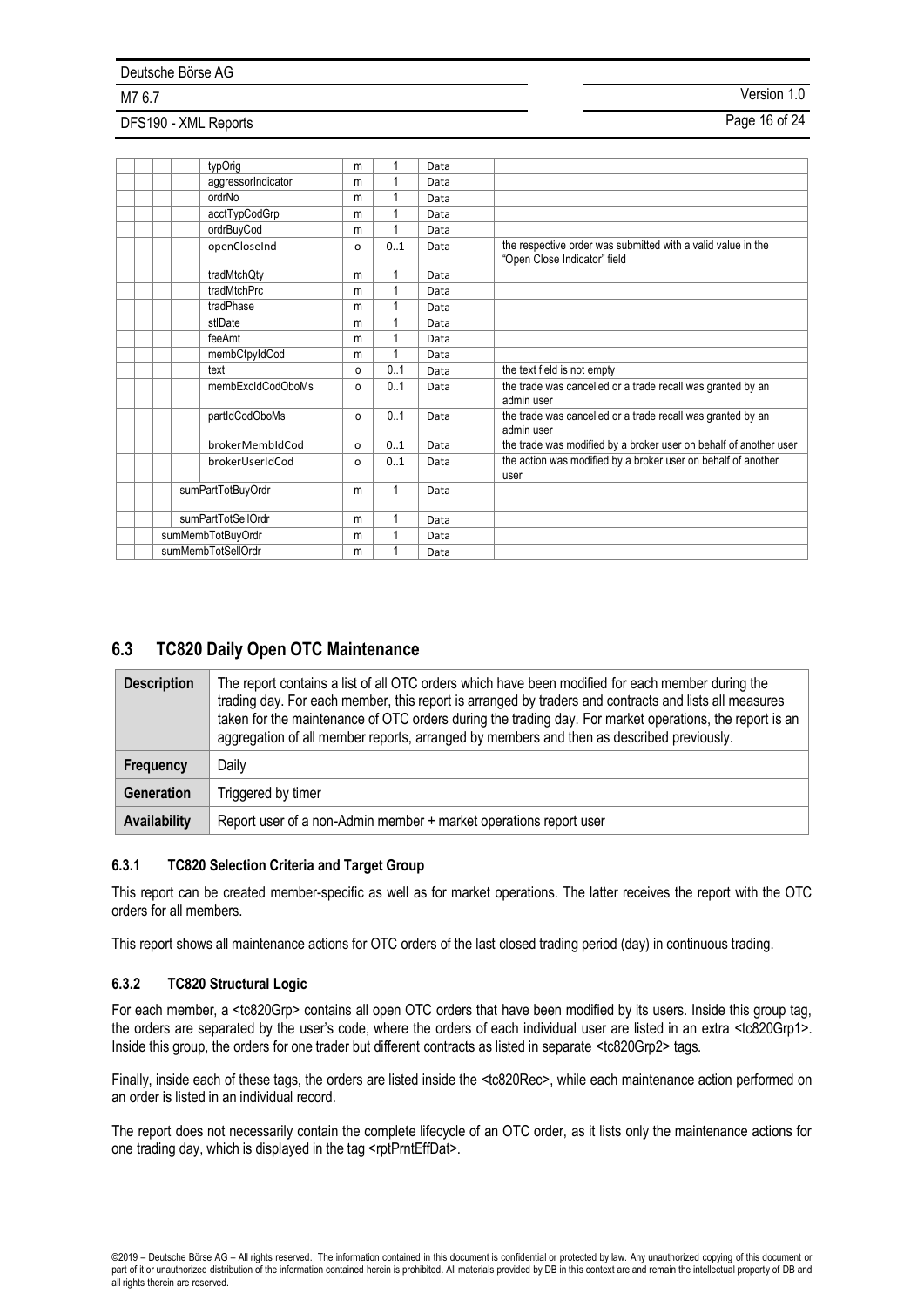| | | | | | | | |
|---|---|---|---|---|---|---|---|
| | | | typOrig | m | 1 | Data | |
| | | | aggressorIndicator | m | 1 | Data | |
| | | | ordrNo | m | 1 | Data | |
| | | | acctTypCodGrp | m | 1 | Data | |
| | | | ordrBuyCod | m | 1 | Data | |
| | | | openCloseInd | o | 0..1 | Data | the respective order was submitted with a valid value in the "Open Close Indicator" field |
| | | | tradMtchQty | m | 1 | Data | |
| | | | tradMtchPrc | m | 1 | Data | |
| | | | tradPhase | m | 1 | Data | |
| | | | stlDate | m | 1 | Data | |
| | | | feeAmt | m | 1 | Data | |
| | | | membCtpyIdCod | m | 1 | Data | |
| | | | text | o | 0..1 | Data | the text field is not empty |
| | | | membExcIdCodOboMs | o | 0..1 | Data | the trade was cancelled or a trade recall was granted by an admin user |
| | | | partIdCodOboMs | o | 0..1 | Data | the trade was cancelled or a trade recall was granted by an admin user |
| | | | brokerMembIdCod | o | 0..1 | Data | the trade was modified by a broker user on behalf of another user |
| | | | brokerUserIdCod | o | 0..1 | Data | the action was modified by a broker user on behalf of another user |
| | | sumPartTotBuyOrdr | | m | 1 | Data | |
| | | sumPartTotSellOrdr | | m | 1 | Data | |
| | sumMembTotBuyOrdr | | | m | 1 | Data | |
| | sumMembTotSellOrdr | | | m | 1 | Data | |

## 6.3 TC820 Daily Open OTC Maintenance

| | |
|---|---|
| **Description** | The report contains a list of all OTC orders which have been modified for each member during the trading day. For each member, this report is arranged by traders and contracts and lists all measures taken for the maintenance of OTC orders during the trading day. For market operations, the report is an aggregation of all member reports, arranged by members and then as described previously. |
| **Frequency** | Daily |
| **Generation** | Triggered by timer |
| **Availability** | Report user of a non-Admin member + market operations report user |

### 6.3.1 TC820 Selection Criteria and Target Group

This report can be created member-specific as well as for market operations. The latter receives the report with the OTC orders for all members.

This report shows all maintenance actions for OTC orders of the last closed trading period (day) in continuous trading.

### 6.3.2 TC820 Structural Logic

For each member, a <tc820Grp> contains all open OTC orders that have been modified by its users. Inside this group tag, the orders are separated by the user's code, where the orders of each individual user are listed in an extra <tc820Grp1>. Inside this group, the orders for one trader but different contracts as listed in separate <tc820Grp2> tags.

Finally, inside each of these tags, the orders are listed inside the <tc820Rec>, while each maintenance action performed on an order is listed in an individual record.

The report does not necessarily contain the complete lifecycle of an OTC order, as it lists only the maintenance actions for one trading day, which is displayed in the tag <rptPrntEffDat>.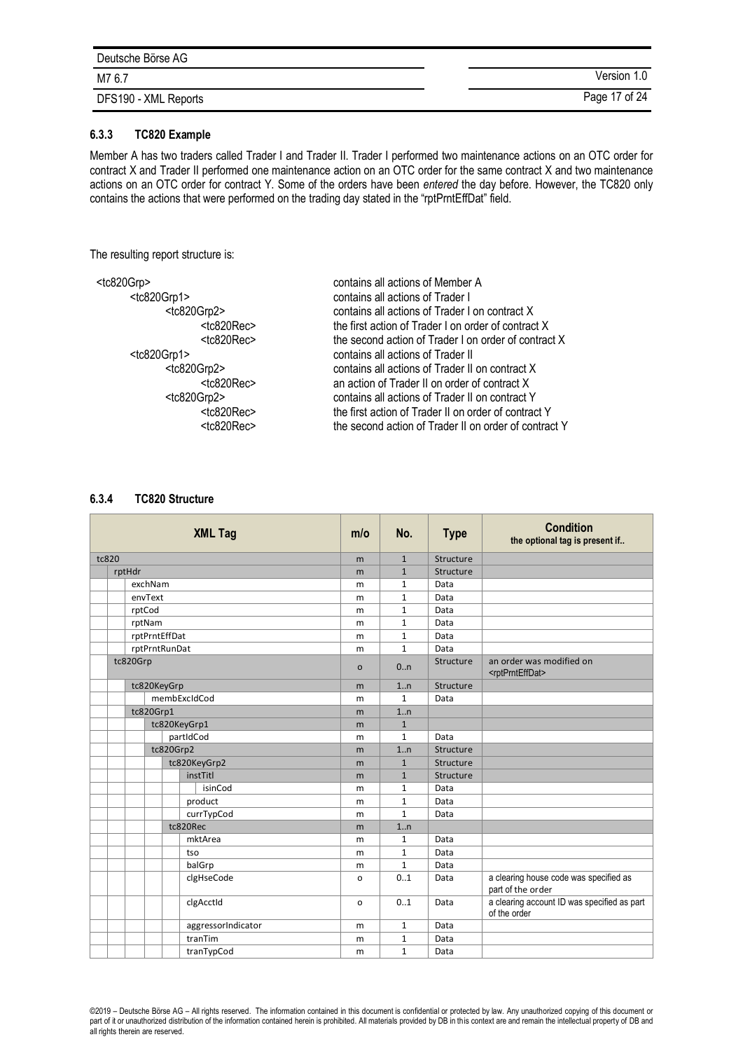### 6.3.3 TC820 Example

Member A has two traders called Trader I and Trader II. Trader I performed two maintenance actions on an OTC order for contract X and Trader II performed one maintenance action on an OTC order for the same contract X and two maintenance actions on an OTC order for contract Y. Some of the orders have been *entered* the day before. However, the TC820 only contains the actions that were performed on the trading day stated in the "rptPrntEffDat" field.

The resulting report structure is:

```
<tc820Grp>                      contains all actions of Member A
    <tc820Grp1>                 contains all actions of Trader I
        <tc820Grp2>             contains all actions of Trader I on contract X
            <tc820Rec>          the first action of Trader I on order of contract X
            <tc820Rec>          the second action of Trader I on order of contract X
    <tc820Grp1>                 contains all actions of Trader II
        <tc820Grp2>             contains all actions of Trader II on contract X
            <tc820Rec>          an action of Trader II on order of contract X
        <tc820Grp2>             contains all actions of Trader II on contract Y
            <tc820Rec>          the first action of Trader II on order of contract Y
            <tc820Rec>          the second action of Trader II on order of contract Y
```

### 6.3.4 TC820 Structure

| XML Tag | m/o | No. | Type | Condition the optional tag is present if.. |
|---|---|---|---|---|
| tc820 | m | 1 | Structure | |
| rptHdr | m | 1 | Structure | |
| exchNam | m | 1 | Data | |
| envText | m | 1 | Data | |
| rptCod | m | 1 | Data | |
| rptNam | m | 1 | Data | |
| rptPrntEffDat | m | 1 | Data | |
| rptPrntRunDat | m | 1 | Data | |
| tc820Grp | o | 0..n | Structure | an order was modified on <rptPrntEffDat> |
| tc820KeyGrp | m | 1..n | Structure | |
| membExcIdCod | m | 1 | Data | |
| tc820Grp1 | m | 1..n | | |
| tc820KeyGrp1 | m | 1 | | |
| partIdCod | m | 1 | Data | |
| tc820Grp2 | m | 1..n | Structure | |
| tc820KeyGrp2 | m | 1 | Structure | |
| instTitl | m | 1 | Structure | |
| isinCod | m | 1 | Data | |
| product | m | 1 | Data | |
| currTypCod | m | 1 | Data | |
| tc820Rec | m | 1..n | | |
| mktArea | m | 1 | Data | |
| tso | m | 1 | Data | |
| balGrp | m | 1 | Data | |
| clgHseCode | o | 0..1 | Data | a clearing house code was specified as part of the order |
| clgAcctId | o | 0..1 | Data | a clearing account ID was specified as part of the order |
| aggressorIndicator | m | 1 | Data | |
| tranTim | m | 1 | Data | |
| tranTypCod | m | 1 | Data | |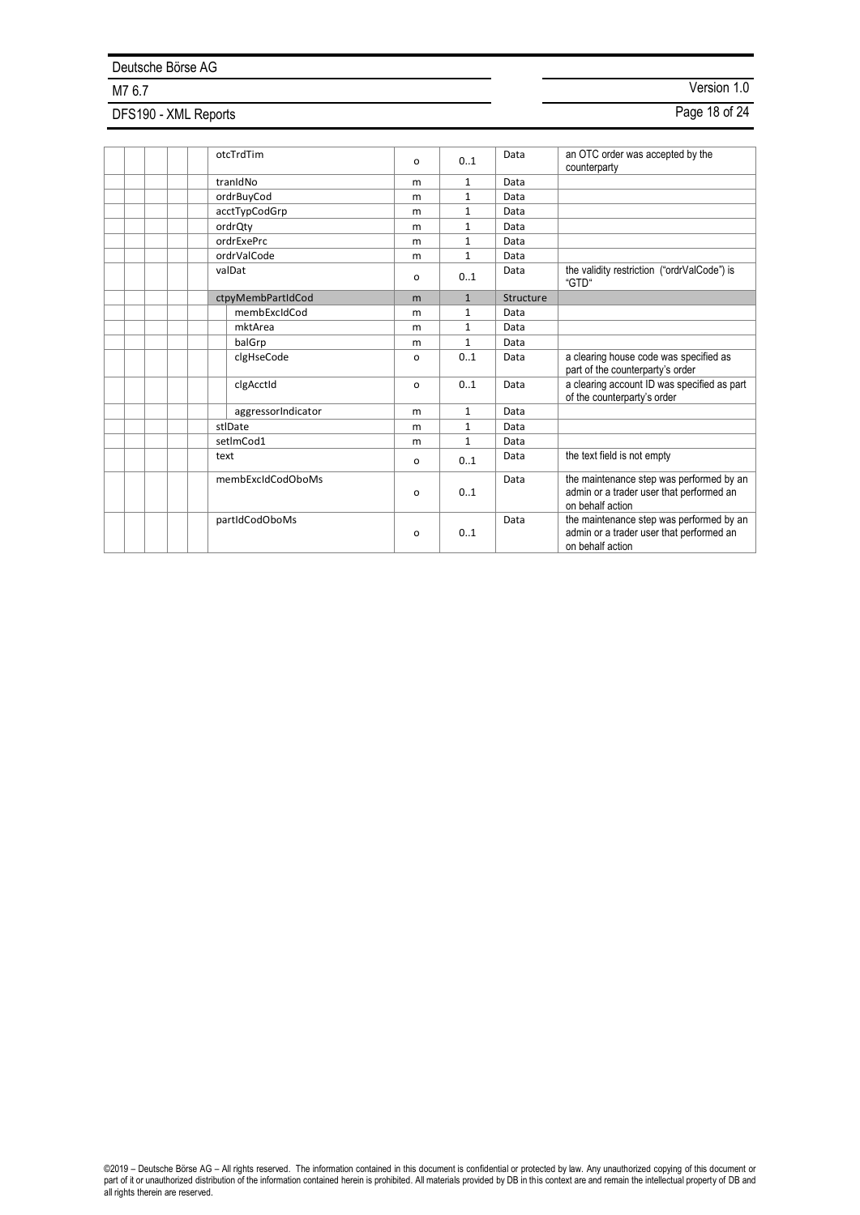| | | | | | | | |
|---|---|---|---|---|---|---|---|
| | | | | otcTrdTim | o | 0..1 | Data | an OTC order was accepted by the counterparty |
| | | | | tranIdNo | m | 1 | Data | |
| | | | | ordrBuyCod | m | 1 | Data | |
| | | | | acctTypCodGrp | m | 1 | Data | |
| | | | | ordrQty | m | 1 | Data | |
| | | | | ordrExePrc | m | 1 | Data | |
| | | | | ordrValCode | m | 1 | Data | |
| | | | | valDat | o | 0..1 | Data | the validity restriction ("ordrValCode") is "GTD" |
| | | | | ctpyMembPartIdCod | m | 1 | Structure | |
| | | | | membExcIdCod | m | 1 | Data | |
| | | | | mktArea | m | 1 | Data | |
| | | | | balGrp | m | 1 | Data | |
| | | | | clgHseCode | o | 0..1 | Data | a clearing house code was specified as part of the counterparty's order |
| | | | | clgAcctId | o | 0..1 | Data | a clearing account ID was specified as part of the counterparty's order |
| | | | | aggressorIndicator | m | 1 | Data | |
| | | | | stlDate | m | 1 | Data | |
| | | | | setlmCod1 | m | 1 | Data | |
| | | | | text | o | 0..1 | Data | the text field is not empty |
| | | | | membExcIdCodOboMs | o | 0..1 | Data | the maintenance step was performed by an admin or a trader user that performed an on behalf action |
| | | | | partIdCodOboMs | o | 0..1 | Data | the maintenance step was performed by an admin or a trader user that performed an on behalf action |

©2019 – Deutsche Börse AG – All rights reserved. The information contained in this document is confidential or protected by law. Any unauthorized copying of this document or part of it or unauthorized distribution of the information contained herein is prohibited. All materials provided by DB in this context are and remain the intellectual property of DB and all rights therein are reserved.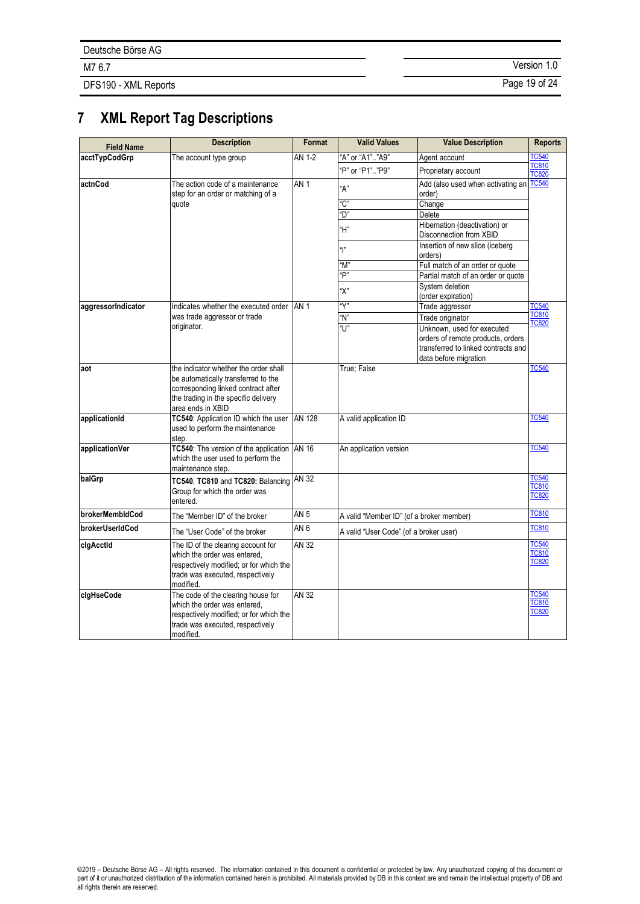# 7 XML Report Tag Descriptions

| Field Name | Description | Format | Valid Values | Value Description | Reports |
|---|---|---|---|---|---|
| acctTypCodGrp | The account type group | AN 1-2 | "A" or "A1".."A9" | Agent account | TC540 TC810 TC820 |
| | | | "P" or "P1".."P9" | Proprietary account | |
| actnCod | The action code of a maintenance step for an order or matching of a quote | AN 1 | "A" | Add (also used when activating an order) | TC540 |
| | | | "C" | Change | |
| | | | "D" | Delete | |
| | | | "H" | Hibernation (deactivation) or Disconnection from XBID | |
| | | | "I" | Insertion of new slice (iceberg orders) | |
| | | | "M" | Full match of an order or quote | |
| | | | "P" | Partial match of an order or quote | |
| | | | "X" | System deletion (order expiration) | |
| aggressorIndicator | Indicates whether the executed order was trade aggressor or trade originator. | AN 1 | "Y" | Trade aggressor | TC540 TC810 TC820 |
| | | | "N" | Trade originator | |
| | | | "U" | Unknown, used for executed orders of remote products, orders transferred to linked contracts and data before migration | |
| aot | the indicator whether the order shall be automatically transferred to the corresponding linked contract after the trading in the specific delivery area ends in XBID | | True; False | | TC540 |
| applicationId | **TC540**: Application ID which the user used to perform the maintenance step. | AN 128 | A valid application ID | | TC540 |
| applicationVer | **TC540**: The version of the application which the user used to perform the maintenance step. | AN 16 | An application version | | TC540 |
| balGrp | **TC540**, **TC810** and **TC820:** Balancing Group for which the order was entered. | AN 32 | | | TC540 TC810 TC820 |
| brokerMembIdCod | The "Member ID" of the broker | AN 5 | A valid "Member ID" (of a broker member) | | TC810 |
| brokerUserIdCod | The "User Code" of the broker | AN 6 | A valid "User Code" (of a broker user) | | TC810 |
| clgAcctId | The ID of the clearing account for which the order was entered, respectively modified; or for which the trade was executed, respectively modified. | AN 32 | | | TC540 TC810 TC820 |
| clgHseCode | The code of the clearing house for which the order was entered, respectively modified; or for which the trade was executed, respectively modified. | AN 32 | | | TC540 TC810 TC820 |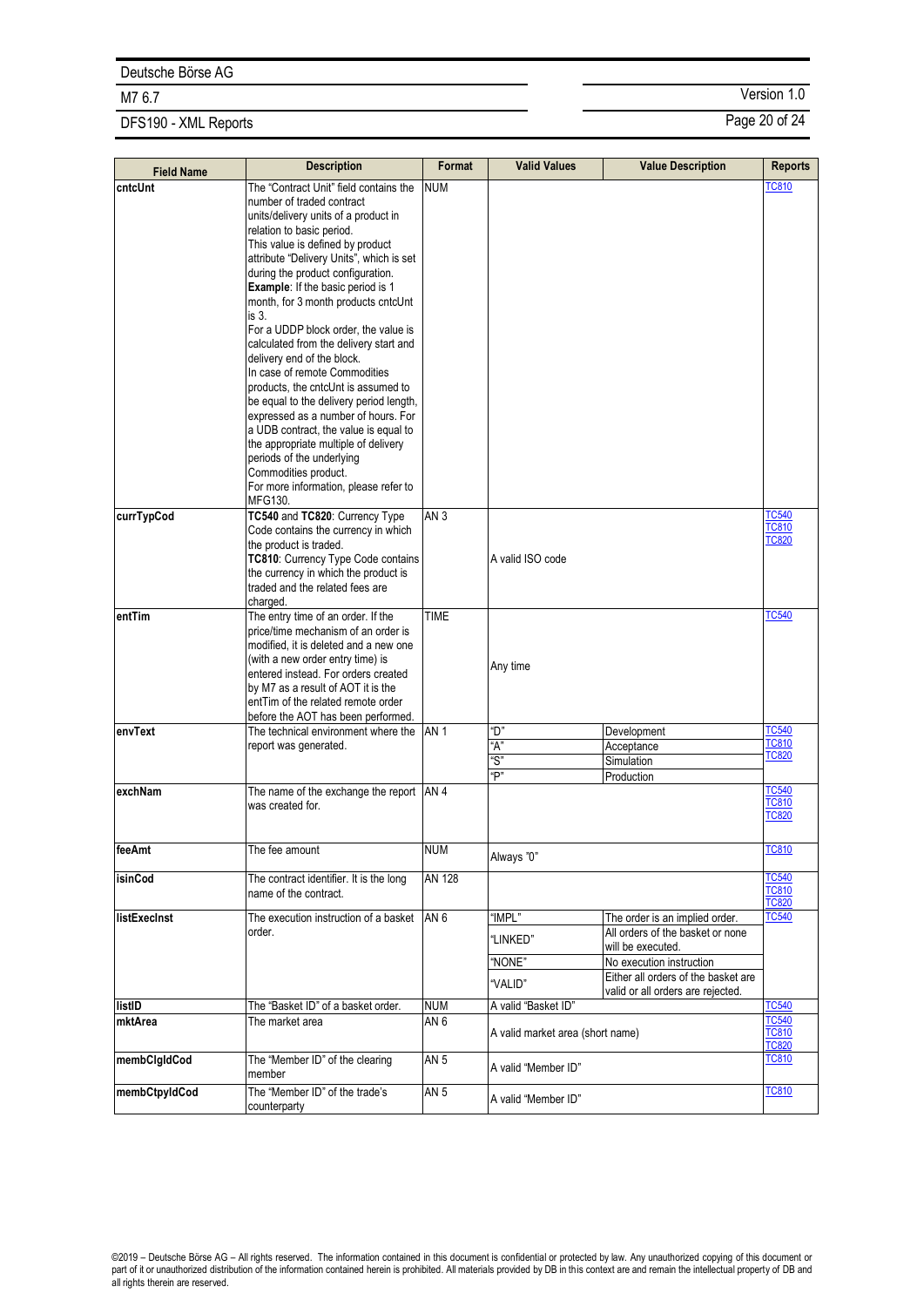| Field Name | Description | Format | Valid Values | Value Description | Reports |
|---|---|---|---|---|---|
| **cntcUnt** | The "Contract Unit" field contains the number of traded contract units/delivery units of a product in relation to basic period. This value is defined by product attribute "Delivery Units", which is set during the product configuration. **Example**: If the basic period is 1 month, for 3 month products cntcUnt is 3. For a UDDP block order, the value is calculated from the delivery start and delivery end of the block. In case of remote Commodities products, the cntcUnt is assumed to be equal to the delivery period length, expressed as a number of hours. For a UDB contract, the value is equal to the appropriate multiple of delivery periods of the underlying Commodities product. For more information, please refer to MFG130. | NUM | | | TC810 |
| **currTypCod** | **TC540** and **TC820**: Currency Type Code contains the currency in which the product is traded. **TC810**: Currency Type Code contains the currency in which the product is traded and the related fees are charged. | AN 3 | A valid ISO code | | TC540 TC810 TC820 |
| **entTim** | The entry time of an order. If the price/time mechanism of an order is modified, it is deleted and a new one (with a new order entry time) is entered instead. For orders created by M7 as a result of AOT it is the entTim of the related remote order before the AOT has been performed. | TIME | Any time | | TC540 |
| **envText** | The technical environment where the report was generated. | AN 1 | "D" | Development | TC540 TC810 TC820 |
| | | | "A" | Acceptance | |
| | | | "S" | Simulation | |
| | | | "P" | Production | |
| **exchNam** | The name of the exchange the report was created for. | AN 4 | | | TC540 TC810 TC820 |
| **feeAmt** | The fee amount | NUM | Always "0" | | TC810 |
| **isinCod** | The contract identifier. It is the long name of the contract. | AN 128 | | | TC540 TC810 TC820 |
| **listExecInst** | The execution instruction of a basket order. | AN 6 | "IMPL" | The order is an implied order. | TC540 |
| | | | "LINKED" | All orders of the basket or none will be executed. | |
| | | | "NONE" | No execution instruction | |
| | | | "VALID" | Either all orders of the basket are valid or all orders are rejected. | |
| **listID** | The "Basket ID" of a basket order. | NUM | A valid "Basket ID" | | TC540 |
| **mktArea** | The market area | AN 6 | A valid market area (short name) | | TC540 TC810 TC820 |
| **membClgIdCod** | The "Member ID" of the clearing member | AN 5 | A valid "Member ID" | | TC810 |
| **membCtpyIdCod** | The "Member ID" of the trade's counterparty | AN 5 | A valid "Member ID" | | TC810 |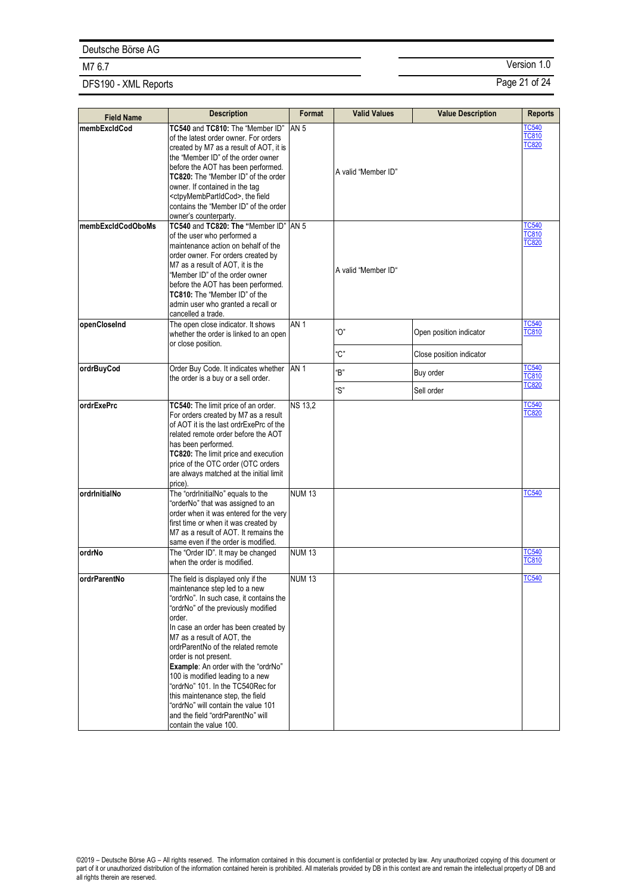| Field Name | Description | Format | Valid Values | Value Description | Reports |
|---|---|---|---|---|---|
| **membExcIdCod** | **TC540** and **TC810:** The "Member ID" of the latest order owner. For orders created by M7 as a result of AOT, it is the "Member ID" of the order owner before the AOT has been performed. **TC820:** The "Member ID" of the order owner. If contained in the tag <ctpyMembPartIdCod>, the field contains the "Member ID" of the order owner's counterparty. | AN 5 | A valid "Member ID" | | TC540 TC810 TC820 |
| **membExcIdCodOboMs** | **TC540** and **TC820: The "**Member ID" of the user who performed a maintenance action on behalf of the order owner. For orders created by M7 as a result of AOT, it is the "Member ID" of the order owner before the AOT has been performed. **TC810:** The "Member ID" of the admin user who granted a recall or cancelled a trade. | AN 5 | A valid "Member ID" | | TC540 TC810 TC820 |
| **openCloseInd** | The open close indicator. It shows whether the order is linked to an open or close position. | AN 1 | "O" | Open position indicator | TC540 TC810 |
| | | | "C" | Close position indicator | |
| **ordrBuyCod** | Order Buy Code. It indicates whether the order is a buy or a sell order. | AN 1 | "B" | Buy order | TC540 TC810 TC820 |
| | | | "S" | Sell order | |
| **ordrExePrc** | **TC540:** The limit price of an order. For orders created by M7 as a result of AOT it is the last ordrExePrc of the related remote order before the AOT has been performed. **TC820:** The limit price and execution price of the OTC order (OTC orders are always matched at the initial limit price). | NS 13,2 | | | TC540 TC820 |
| **ordrInitialNo** | The "ordrInitialNo" equals to the "orderNo" that was assigned to an order when it was entered for the very first time or when it was created by M7 as a result of AOT. It remains the same even if the order is modified. | NUM 13 | | | TC540 |
| **ordrNo** | The "Order ID". It may be changed when the order is modified. | NUM 13 | | | TC540 TC810 |
| **ordrParentNo** | The field is displayed only if the maintenance step led to a new "ordrNo". In such case, it contains the "ordrNo" of the previously modified order. In case an order has been created by M7 as a result of AOT, the ordrParentNo of the related remote order is not present. **Example**: An order with the "ordrNo" 100 is modified leading to a new "ordrNo" 101. In the TC540Rec for this maintenance step, the field "ordrNo" will contain the value 101 and the field "ordrParentNo" will contain the value 100. | NUM 13 | | | TC540 |

©2019 – Deutsche Börse AG – All rights reserved. The information contained in this document is confidential or protected by law. Any unauthorized copying of this document or part of it or unauthorized distribution of the information contained herein is prohibited. All materials provided by DB in this context are and remain the intellectual property of DB and all rights therein are reserved.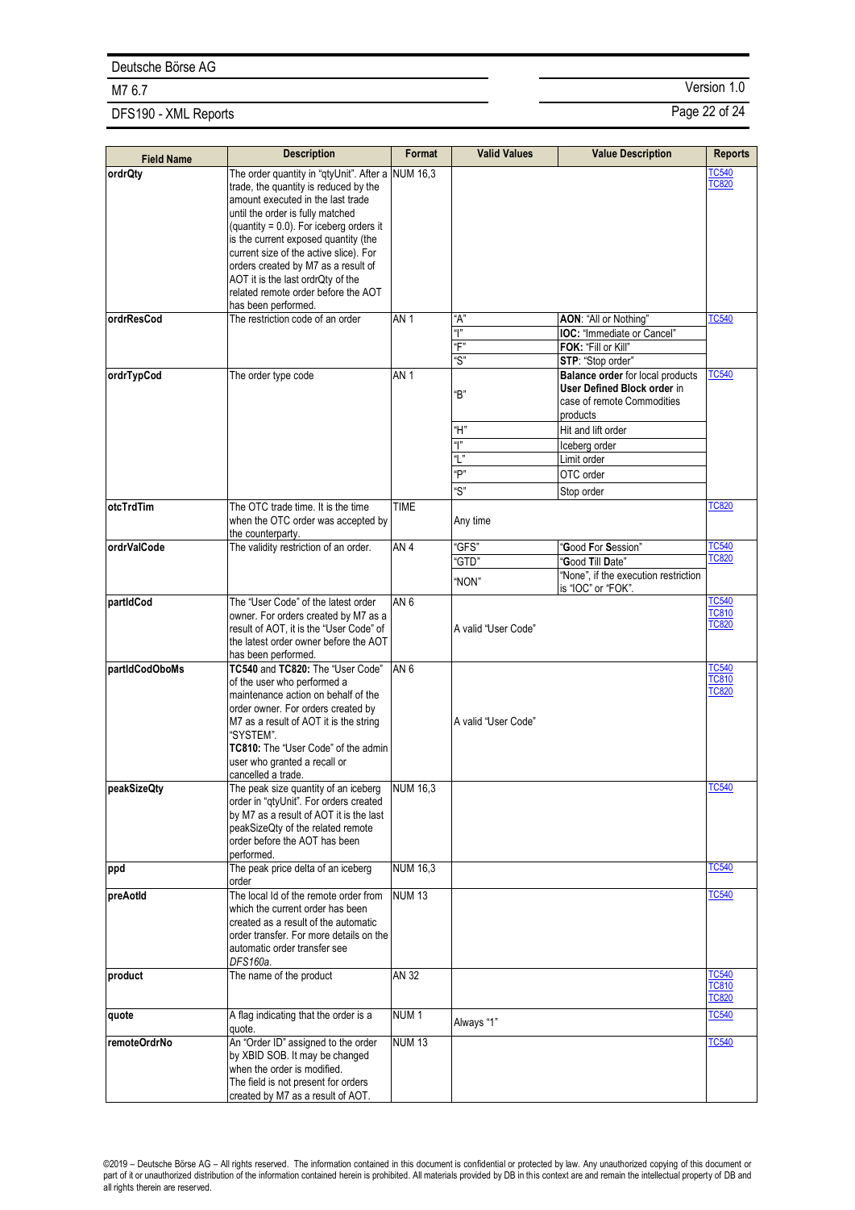| Field Name | Description | Format | Valid Values | Value Description | Reports |
|---|---|---|---|---|---|
| **ordrQty** | The order quantity in "qtyUnit". After a trade, the quantity is reduced by the amount executed in the last trade until the order is fully matched (quantity = 0.0). For iceberg orders it is the current exposed quantity (the current size of the active slice). For orders created by M7 as a result of AOT it is the last ordrQty of the related remote order before the AOT has been performed. | NUM 16,3 | | | TC540 TC820 |
| **ordrResCod** | The restriction code of an order | AN 1 | "A" | **AON**: "All or Nothing" | TC540 |
| | | | "I" | **IOC:** "Immediate or Cancel" | |
| | | | "F" | **FOK:** "Fill or Kill" | |
| | | | "S" | **STP**: "Stop order" | |
| **ordrTypCod** | The order type code | AN 1 | "B" | **Balance order** for local products **User Defined Block order** in case of remote Commodities products | TC540 |
| | | | "H" | Hit and lift order | |
| | | | "I" | Iceberg order | |
| | | | "L" | Limit order | |
| | | | "P" | OTC order | |
| | | | "S" | Stop order | |
| **otcTrdTim** | The OTC trade time. It is the time when the OTC order was accepted by the counterparty. | TIME | Any time | | TC820 |
| **ordrValCode** | The validity restriction of an order. | AN 4 | "GFS" | "**G**ood **F**or **S**ession" | TC540 TC820 |
| | | | "GTD" | "**G**ood **T**ill **D**ate" | |
| | | | "NON" | "None", if the execution restriction is "IOC" or "FOK". | |
| **partIdCod** | The "User Code" of the latest order owner. For orders created by M7 as a result of AOT, it is the "User Code" of the latest order owner before the AOT has been performed. | AN 6 | A valid "User Code" | | TC540 TC810 TC820 |
| **partIdCodOboMs** | **TC540** and **TC820:** The "User Code" of the user who performed a maintenance action on behalf of the order owner. For orders created by M7 as a result of AOT it is the string "SYSTEM". **TC810:** The "User Code" of the admin user who granted a recall or cancelled a trade. | AN 6 | A valid "User Code" | | TC540 TC810 TC820 |
| **peakSizeQty** | The peak size quantity of an iceberg order in "qtyUnit". For orders created by M7 as a result of AOT it is the last peakSizeQty of the related remote order before the AOT has been performed. | NUM 16,3 | | | TC540 |
| **ppd** | The peak price delta of an iceberg order | NUM 16,3 | | | TC540 |
| **preAotId** | The local Id of the remote order from which the current order has been created as a result of the automatic order transfer. For more details on the automatic order transfer see *DFS160a*. | NUM 13 | | | TC540 |
| **product** | The name of the product | AN 32 | | | TC540 TC810 TC820 |
| **quote** | A flag indicating that the order is a quote. | NUM 1 | Always "1" | | TC540 |
| **remoteOrdrNo** | An "Order ID" assigned to the order by XBID SOB. It may be changed when the order is modified. The field is not present for orders created by M7 as a result of AOT. | NUM 13 | | | TC540 |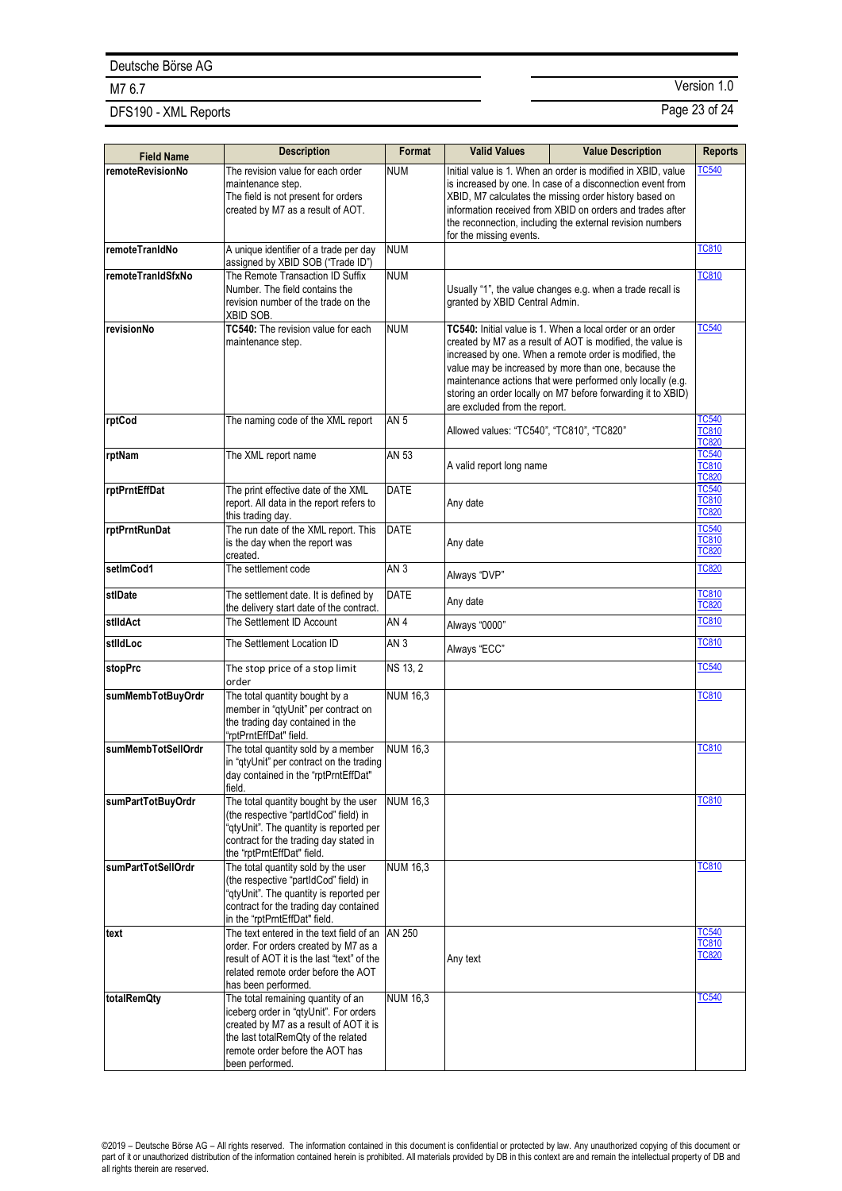| Field Name | Description | Format | Valid Values | Value Description | Reports |
|---|---|---|---|---|---|
| **remoteRevisionNo** | The revision value for each order maintenance step. The field is not present for orders created by M7 as a result of AOT. | NUM | Initial value is 1. When an order is modified in XBID, value is increased by one. In case of a disconnection event from XBID, M7 calculates the missing order history based on information received from XBID on orders and trades after the reconnection, including the external revision numbers for the missing events. | | TC540 |
| **remoteTranIdNo** | A unique identifier of a trade per day assigned by XBID SOB ("Trade ID") | NUM | | | TC810 |
| **remoteTranIdSfxNo** | The Remote Transaction ID Suffix Number. The field contains the revision number of the trade on the XBID SOB. | NUM | Usually "1", the value changes e.g. when a trade recall is granted by XBID Central Admin. | | TC810 |
| **revisionNo** | **TC540:** The revision value for each maintenance step. | NUM | **TC540:** Initial value is 1. When a local order or an order created by M7 as a result of AOT is modified, the value is increased by one. When a remote order is modified, the value may be increased by more than one, because the maintenance actions that were performed only locally (e.g. storing an order locally on M7 before forwarding it to XBID) are excluded from the report. | | TC540 |
| **rptCod** | The naming code of the XML report | AN 5 | Allowed values: "TC540", "TC810", "TC820" | | TC540 TC810 TC820 |
| **rptNam** | The XML report name | AN 53 | A valid report long name | | TC540 TC810 TC820 |
| **rptPrntEffDat** | The print effective date of the XML report. All data in the report refers to this trading day. | DATE | Any date | | TC540 TC810 TC820 |
| **rptPrntRunDat** | The run date of the XML report. This is the day when the report was created. | DATE | Any date | | TC540 TC810 TC820 |
| **setlmCod1** | The settlement code | AN 3 | Always "DVP" | | TC820 |
| **stlDate** | The settlement date. It is defined by the delivery start date of the contract. | DATE | Any date | | TC810 TC820 |
| **stlIdAct** | The Settlement ID Account | AN 4 | Always "0000" | | TC810 |
| **stlIdLoc** | The Settlement Location ID | AN 3 | Always "ECC" | | TC810 |
| **stopPrc** | The stop price of a stop limit order | NS 13, 2 | | | TC540 |
| **sumMembTotBuyOrdr** | The total quantity bought by a member in "qtyUnit" per contract on the trading day contained in the "rptPrntEffDat" field. | NUM 16,3 | | | TC810 |
| **sumMembTotSellOrdr** | The total quantity sold by a member in "qtyUnit" per contract on the trading day contained in the "rptPrntEffDat" field. | NUM 16,3 | | | TC810 |
| **sumPartTotBuyOrdr** | The total quantity bought by the user (the respective "partIdCod" field) in "qtyUnit". The quantity is reported per contract for the trading day stated in the "rptPrntEffDat" field. | NUM 16,3 | | | TC810 |
| **sumPartTotSellOrdr** | The total quantity sold by the user (the respective "partIdCod" field) in "qtyUnit". The quantity is reported per contract for the trading day contained in the "rptPrntEffDat" field. | NUM 16,3 | | | TC810 |
| **text** | The text entered in the text field of an order. For orders created by M7 as a result of AOT it is the last "text" of the related remote order before the AOT has been performed. | AN 250 | Any text | | TC540 TC810 TC820 |
| **totalRemQty** | The total remaining quantity of an iceberg order in "qtyUnit". For orders created by M7 as a result of AOT it is the last totalRemQty of the related remote order before the AOT has been performed. | NUM 16,3 | | | TC540 |

©2019 – Deutsche Börse AG – All rights reserved. The information contained in this document is confidential or protected by law. Any unauthorized copying of this document or part of it or unauthorized distribution of the information contained herein is prohibited. All materials provided by DB in this context are and remain the intellectual property of DB and all rights therein are reserved.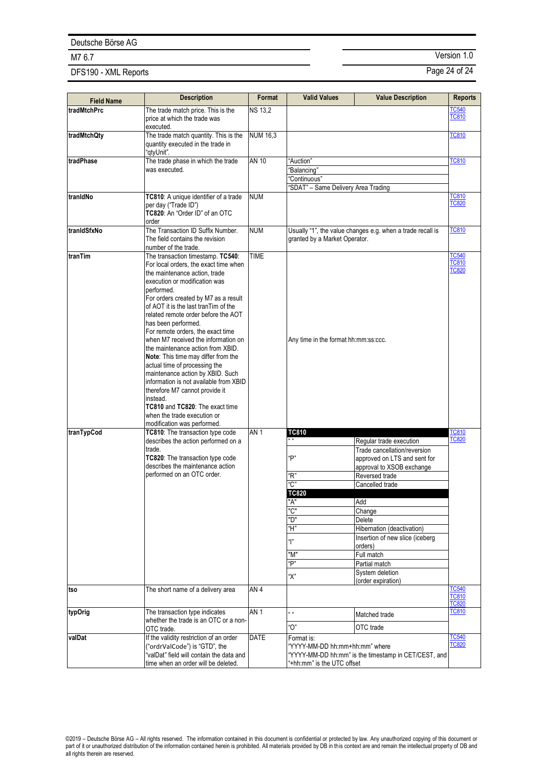| Field Name | Description | Format | Valid Values | Value Description | Reports |
|---|---|---|---|---|---|
| **tradMtchPrc** | The trade match price. This is the price at which the trade was executed. | NS 13,2 | | | TC540<br>TC810 |
| **tradMtchQty** | The trade match quantity. This is the quantity executed in the trade in "qtyUnit". | NUM 16,3 | | | TC810 |
| **tradPhase** | The trade phase in which the trade was executed. | AN 10 | "Auction"<br>"Balancing"<br>"Continuous"<br>"SDAT" – Same Delivery Area Trading | | TC810 |
| **tranIdNo** | **TC810**: A unique identifier of a trade per day ("Trade ID")<br>**TC820**: An "Order ID" of an OTC order | NUM | | | TC810<br>TC820 |
| **tranIdSfxNo** | The Transaction ID Suffix Number. The field contains the revision number of the trade. | NUM | Usually "1", the value changes e.g. when a trade recall is granted by a Market Operator. | | TC810 |
| **tranTim** | The transaction timestamp. **TC540**: For local orders, the exact time when the maintenance action, trade execution or modification was performed.<br>For orders created by M7 as a result of AOT it is the last tranTim of the related remote order before the AOT has been performed.<br>For remote orders, the exact time when M7 received the information on the maintenance action from XBID.<br>**Note**: This time may differ from the actual time of processing the maintenance action by XBID. Such information is not available from XBID therefore M7 cannot provide it instead.<br>**TC810** and **TC820**: The exact time when the trade execution or modification was performed. | TIME | Any time in the format hh:mm:ss:ccc. | | TC540<br>TC810<br>TC820 |
| **tranTypCod** | **TC810**: The transaction type code describes the action performed on a trade.<br>**TC820**: The transaction type code describes the maintenance action performed on an OTC order. | AN 1 | **TC810** | | TC810<br>TC820 |
| | | | " " | Regular trade execution | |
| | | | "P" | Trade cancellation/reversion approved on LTS and sent for approval to XSOB exchange | |
| | | | "R" | Reversed trade | |
| | | | "C" | Cancelled trade | |
| | | | **TC820** | | |
| | | | "A" | Add | |
| | | | "C" | Change | |
| | | | "D" | Delete | |
| | | | "H" | Hibernation (deactivation) | |
| | | | "I" | Insertion of new slice (iceberg orders) | |
| | | | "M" | Full match | |
| | | | "P" | Partial match | |
| | | | "X" | System deletion (order expiration) | |
| **tso** | The short name of a delivery area | AN 4 | | | TC540<br>TC810<br>TC820 |
| **typOrig** | The transaction type indicates whether the trade is an OTC or a non-OTC trade. | AN 1 | " " | Matched trade | TC810 |
| | | | "O" | OTC trade | |
| **valDat** | If the validity restriction of an order ("ordrValCode") is "GTD", the "valDat" field will contain the data and time when an order will be deleted. | DATE | Format is:<br>"YYYY-MM-DD hh:mm+hh:mm" where<br>"YYYY-MM-DD hh:mm" is the timestamp in CET/CEST, and "+hh:mm" is the UTC offset | | TC540<br>TC820 |

©2019 – Deutsche Börse AG – All rights reserved. The information contained in this document is confidential or protected by law. Any unauthorized copying of this document or part of it or unauthorized distribution of the information contained herein is prohibited. All materials provided by DB in this context are and remain the intellectual property of DB and all rights therein are reserved.